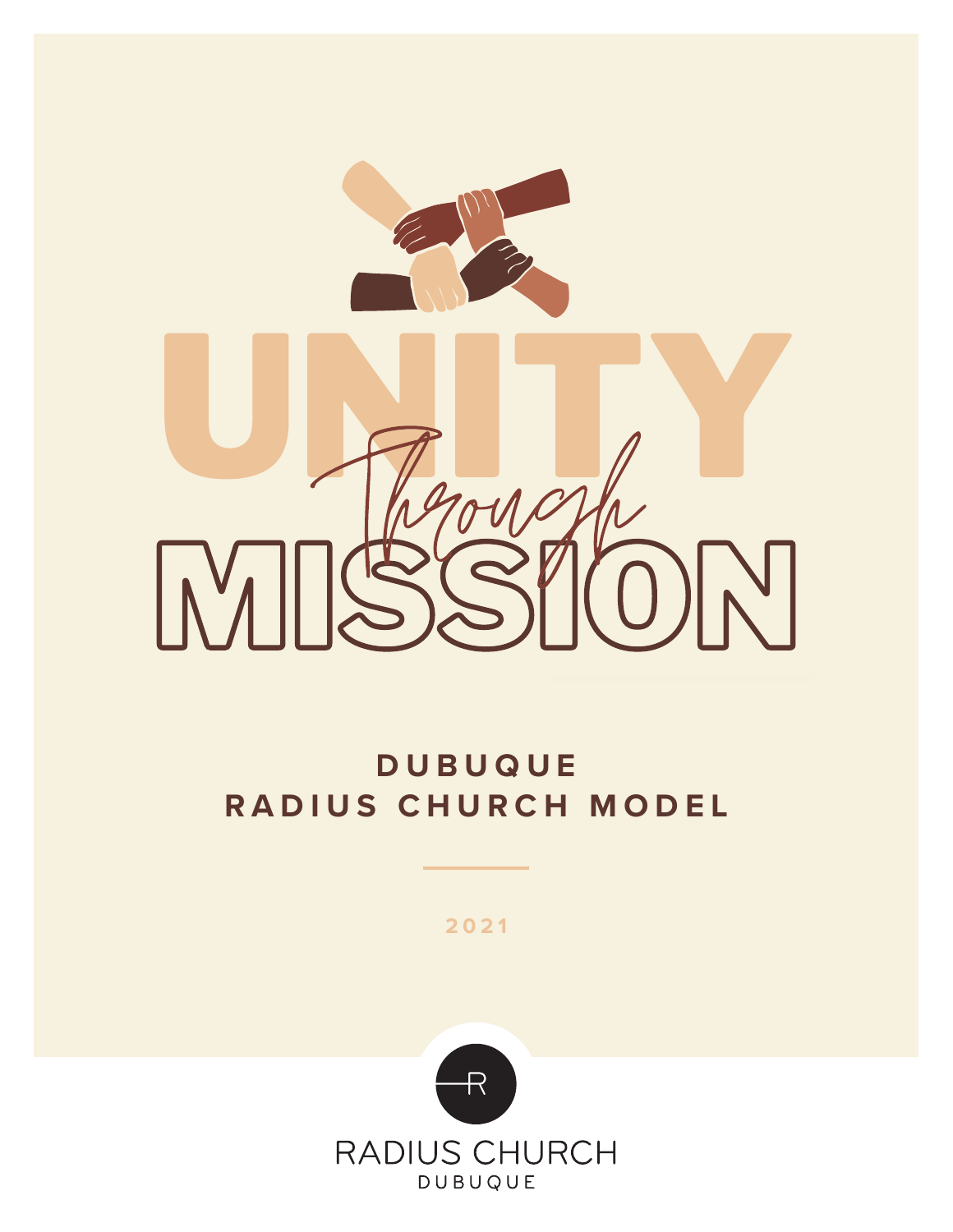# UNITY *Through* MISSION

## DUBUQUE RADIUS CHURCH MODEL

2021

RADIUS CHURCH
DUBUQUE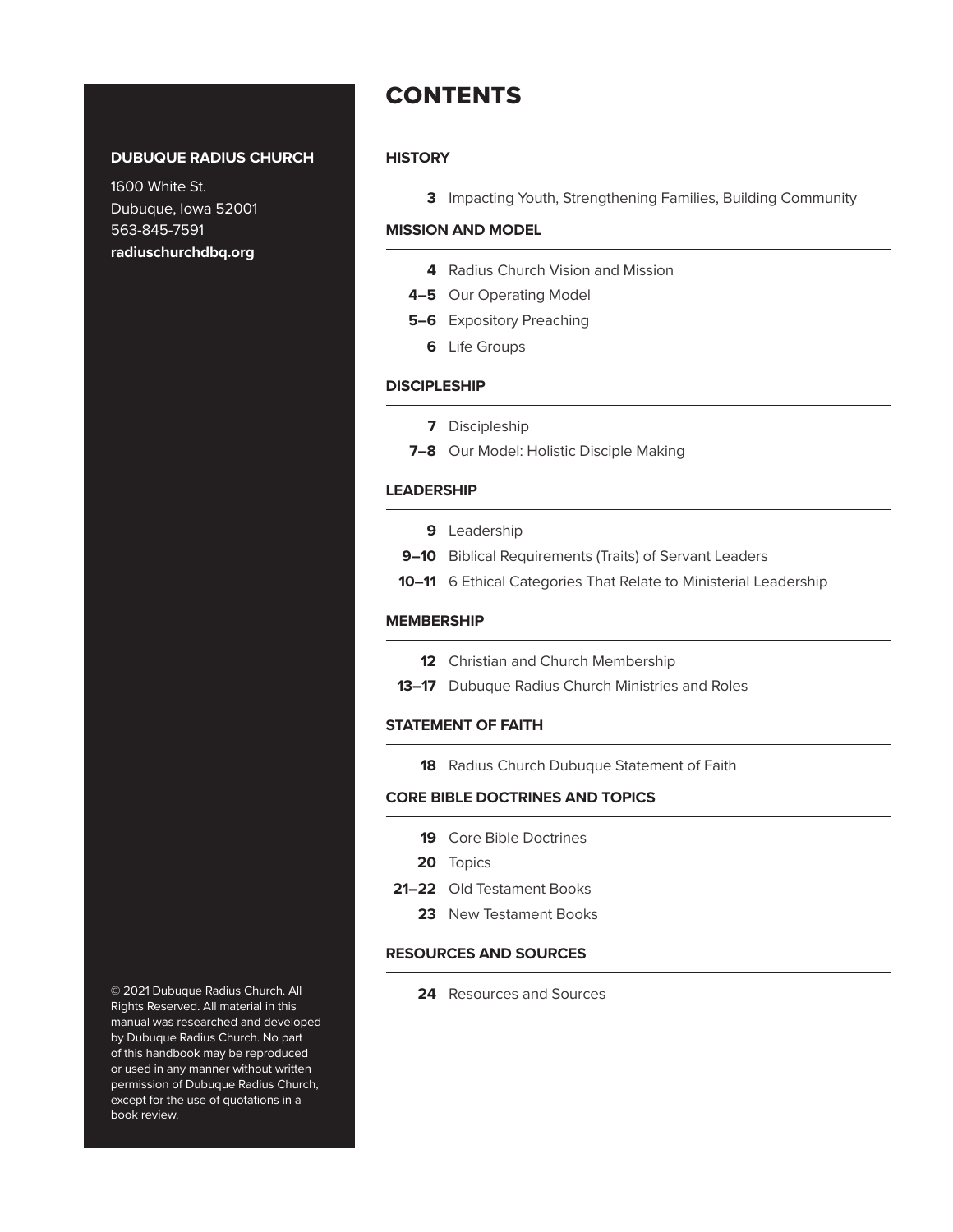**DUBUQUE RADIUS CHURCH**

1600 White St.
Dubuque, Iowa 52001
563-845-7591
**radiuschurchdbq.org**

# CONTENTS

### HISTORY

**3** Impacting Youth, Strengthening Families, Building Community

### MISSION AND MODEL

**4** Radius Church Vision and Mission
**4–5** Our Operating Model
**5–6** Expository Preaching
**6** Life Groups

### DISCIPLESHIP

**7** Discipleship
**7–8** Our Model: Holistic Disciple Making

### LEADERSHIP

**9** Leadership
**9–10** Biblical Requirements (Traits) of Servant Leaders
**10–11** 6 Ethical Categories That Relate to Ministerial Leadership

### MEMBERSHIP

**12** Christian and Church Membership
**13–17** Dubuque Radius Church Ministries and Roles

### STATEMENT OF FAITH

**18** Radius Church Dubuque Statement of Faith

### CORE BIBLE DOCTRINES AND TOPICS

**19** Core Bible Doctrines
**20** Topics
**21–22** Old Testament Books
**23** New Testament Books

### RESOURCES AND SOURCES

**24** Resources and Sources

© 2021 Dubuque Radius Church. All Rights Reserved. All material in this manual was researched and developed by Dubuque Radius Church. No part of this handbook may be reproduced or used in any manner without written permission of Dubuque Radius Church, except for the use of quotations in a book review.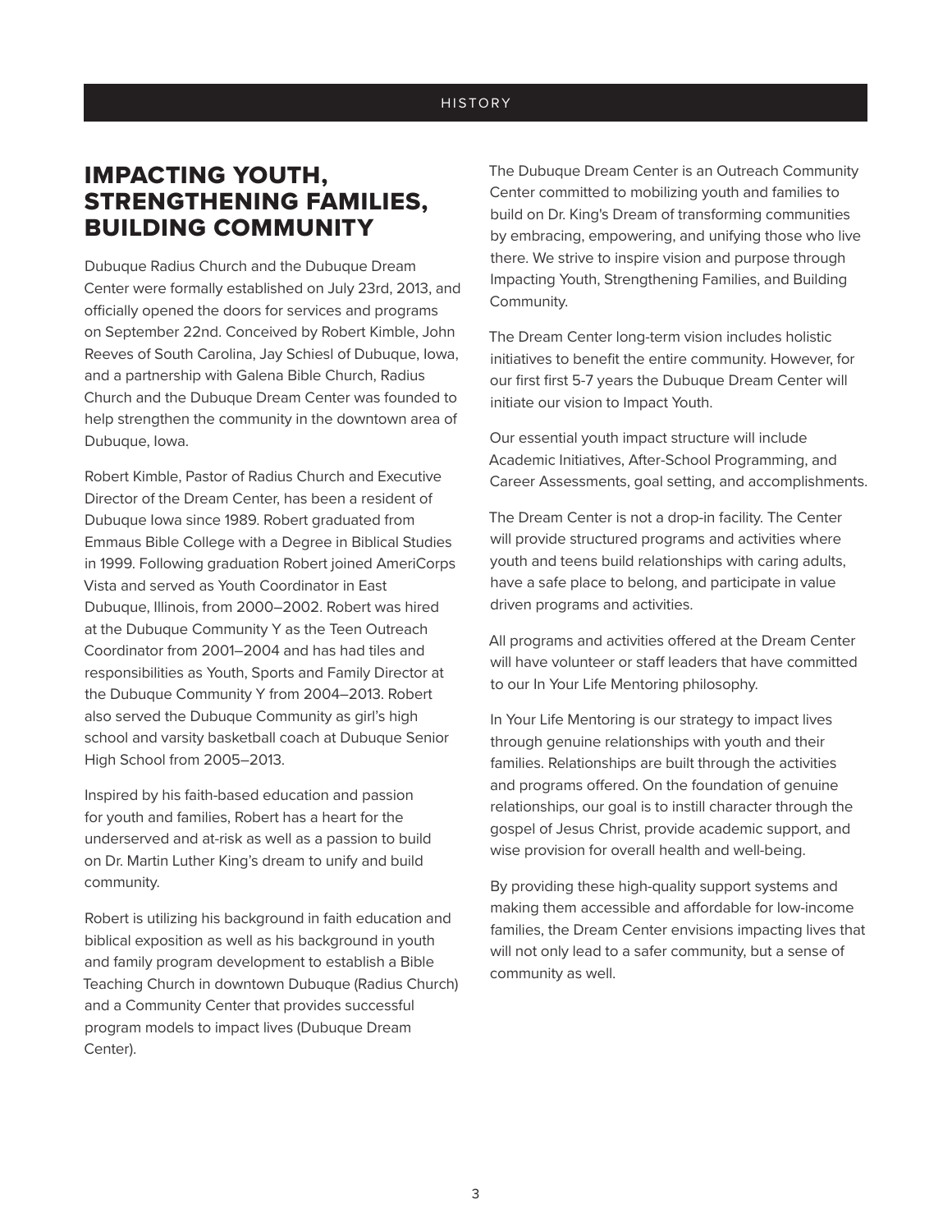## IMPACTING YOUTH, STRENGTHENING FAMILIES, BUILDING COMMUNITY

Dubuque Radius Church and the Dubuque Dream Center were formally established on July 23rd, 2013, and officially opened the doors for services and programs on September 22nd. Conceived by Robert Kimble, John Reeves of South Carolina, Jay Schiesl of Dubuque, Iowa, and a partnership with Galena Bible Church, Radius Church and the Dubuque Dream Center was founded to help strengthen the community in the downtown area of Dubuque, Iowa.

Robert Kimble, Pastor of Radius Church and Executive Director of the Dream Center, has been a resident of Dubuque Iowa since 1989. Robert graduated from Emmaus Bible College with a Degree in Biblical Studies in 1999. Following graduation Robert joined AmeriCorps Vista and served as Youth Coordinator in East Dubuque, Illinois, from 2000–2002. Robert was hired at the Dubuque Community Y as the Teen Outreach Coordinator from 2001–2004 and has had tiles and responsibilities as Youth, Sports and Family Director at the Dubuque Community Y from 2004–2013. Robert also served the Dubuque Community as girl's high school and varsity basketball coach at Dubuque Senior High School from 2005–2013.

Inspired by his faith-based education and passion for youth and families, Robert has a heart for the underserved and at-risk as well as a passion to build on Dr. Martin Luther King's dream to unify and build community.

Robert is utilizing his background in faith education and biblical exposition as well as his background in youth and family program development to establish a Bible Teaching Church in downtown Dubuque (Radius Church) and a Community Center that provides successful program models to impact lives (Dubuque Dream Center).

The Dubuque Dream Center is an Outreach Community Center committed to mobilizing youth and families to build on Dr. King's Dream of transforming communities by embracing, empowering, and unifying those who live there. We strive to inspire vision and purpose through Impacting Youth, Strengthening Families, and Building Community.

The Dream Center long-term vision includes holistic initiatives to benefit the entire community. However, for our first first 5-7 years the Dubuque Dream Center will initiate our vision to Impact Youth.

Our essential youth impact structure will include Academic Initiatives, After-School Programming, and Career Assessments, goal setting, and accomplishments.

The Dream Center is not a drop-in facility. The Center will provide structured programs and activities where youth and teens build relationships with caring adults, have a safe place to belong, and participate in value driven programs and activities.

All programs and activities offered at the Dream Center will have volunteer or staff leaders that have committed to our In Your Life Mentoring philosophy.

In Your Life Mentoring is our strategy to impact lives through genuine relationships with youth and their families. Relationships are built through the activities and programs offered. On the foundation of genuine relationships, our goal is to instill character through the gospel of Jesus Christ, provide academic support, and wise provision for overall health and well-being.

By providing these high-quality support systems and making them accessible and affordable for low-income families, the Dream Center envisions impacting lives that will not only lead to a safer community, but a sense of community as well.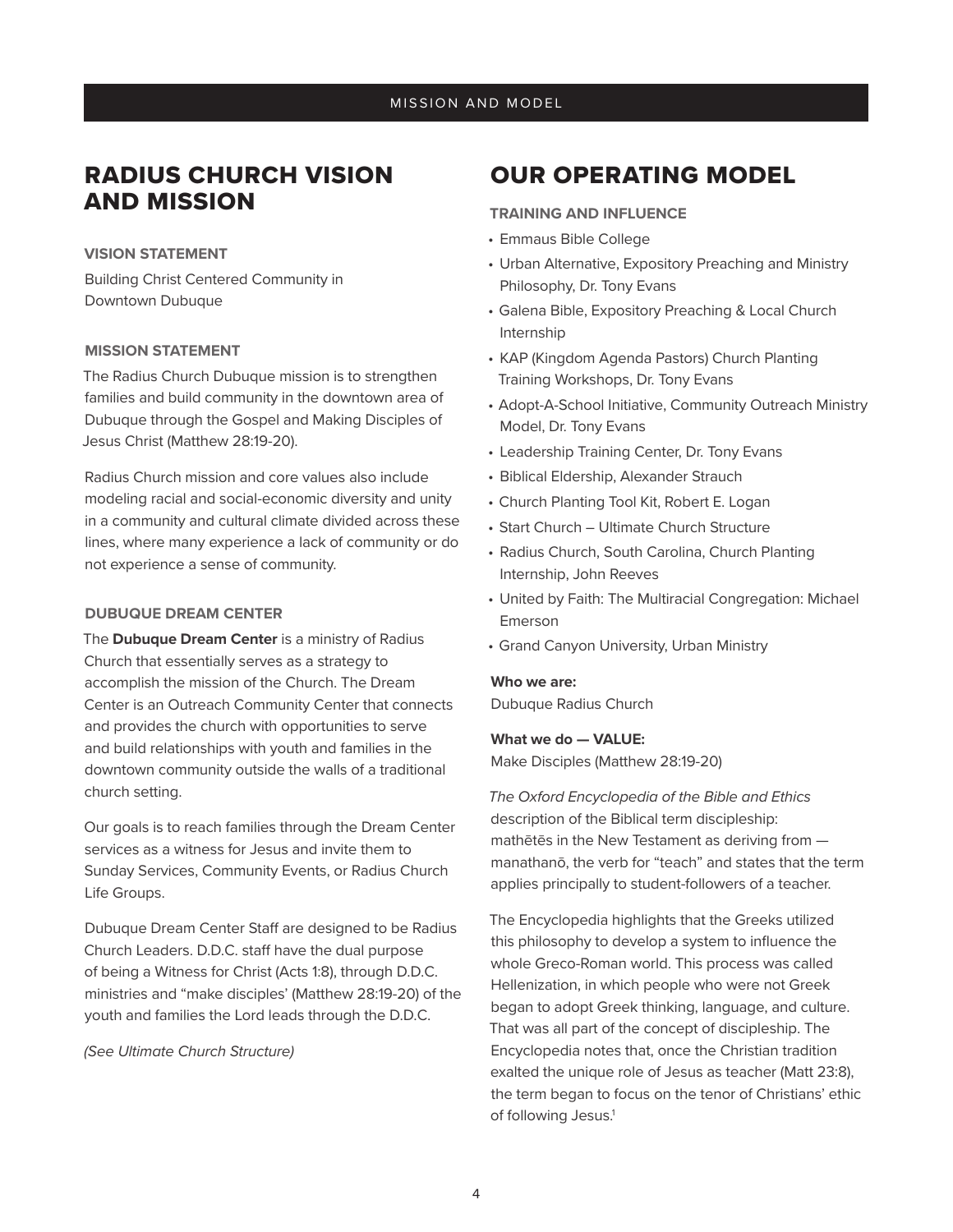# RADIUS CHURCH VISION AND MISSION

### VISION STATEMENT

Building Christ Centered Community in Downtown Dubuque

### MISSION STATEMENT

The Radius Church Dubuque mission is to strengthen families and build community in the downtown area of Dubuque through the Gospel and Making Disciples of Jesus Christ (Matthew 28:19-20).

Radius Church mission and core values also include modeling racial and social-economic diversity and unity in a community and cultural climate divided across these lines, where many experience a lack of community or do not experience a sense of community.

### DUBUQUE DREAM CENTER

The **Dubuque Dream Center** is a ministry of Radius Church that essentially serves as a strategy to accomplish the mission of the Church. The Dream Center is an Outreach Community Center that connects and provides the church with opportunities to serve and build relationships with youth and families in the downtown community outside the walls of a traditional church setting.

Our goals is to reach families through the Dream Center services as a witness for Jesus and invite them to Sunday Services, Community Events, or Radius Church Life Groups.

Dubuque Dream Center Staff are designed to be Radius Church Leaders. D.D.C. staff have the dual purpose of being a Witness for Christ (Acts 1:8), through D.D.C. ministries and "make disciples' (Matthew 28:19-20) of the youth and families the Lord leads through the D.D.C.

*(See Ultimate Church Structure)*

# OUR OPERATING MODEL

### TRAINING AND INFLUENCE

- Emmaus Bible College
- Urban Alternative, Expository Preaching and Ministry Philosophy, Dr. Tony Evans
- Galena Bible, Expository Preaching & Local Church Internship
- KAP (Kingdom Agenda Pastors) Church Planting Training Workshops, Dr. Tony Evans
- Adopt-A-School Initiative, Community Outreach Ministry Model, Dr. Tony Evans
- Leadership Training Center, Dr. Tony Evans
- Biblical Eldership, Alexander Strauch
- Church Planting Tool Kit, Robert E. Logan
- Start Church – Ultimate Church Structure
- Radius Church, South Carolina, Church Planting Internship, John Reeves
- United by Faith: The Multiracial Congregation: Michael Emerson
- Grand Canyon University, Urban Ministry

**Who we are:**
Dubuque Radius Church

**What we do — VALUE:**
Make Disciples (Matthew 28:19-20)

*The Oxford Encyclopedia of the Bible and Ethics* description of the Biblical term discipleship: mathētēs in the New Testament as deriving from — manathanō, the verb for "teach" and states that the term applies principally to student-followers of a teacher.

The Encyclopedia highlights that the Greeks utilized this philosophy to develop a system to influence the whole Greco-Roman world. This process was called Hellenization, in which people who were not Greek began to adopt Greek thinking, language, and culture. That was all part of the concept of discipleship. The Encyclopedia notes that, once the Christian tradition exalted the unique role of Jesus as teacher (Matt 23:8), the term began to focus on the tenor of Christians' ethic of following Jesus.[1]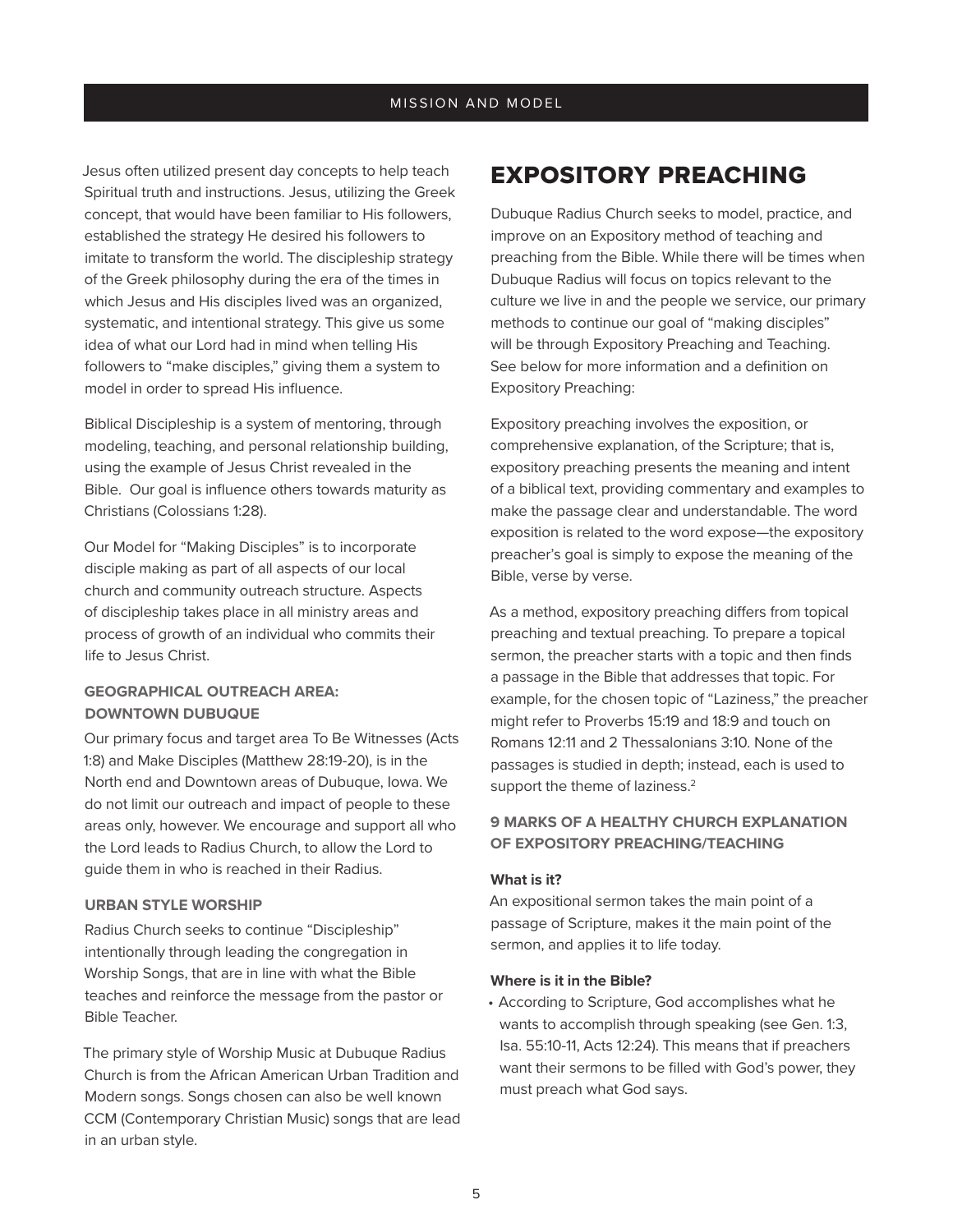Jesus often utilized present day concepts to help teach Spiritual truth and instructions. Jesus, utilizing the Greek concept, that would have been familiar to His followers, established the strategy He desired his followers to imitate to transform the world. The discipleship strategy of the Greek philosophy during the era of the times in which Jesus and His disciples lived was an organized, systematic, and intentional strategy. This give us some idea of what our Lord had in mind when telling His followers to "make disciples," giving them a system to model in order to spread His influence.

Biblical Discipleship is a system of mentoring, through modeling, teaching, and personal relationship building, using the example of Jesus Christ revealed in the Bible. Our goal is influence others towards maturity as Christians (Colossians 1:28).

Our Model for "Making Disciples" is to incorporate disciple making as part of all aspects of our local church and community outreach structure. Aspects of discipleship takes place in all ministry areas and process of growth of an individual who commits their life to Jesus Christ.

### GEOGRAPHICAL OUTREACH AREA: DOWNTOWN DUBUQUE

Our primary focus and target area To Be Witnesses (Acts 1:8) and Make Disciples (Matthew 28:19-20), is in the North end and Downtown areas of Dubuque, Iowa. We do not limit our outreach and impact of people to these areas only, however. We encourage and support all who the Lord leads to Radius Church, to allow the Lord to guide them in who is reached in their Radius.

### URBAN STYLE WORSHIP

Radius Church seeks to continue "Discipleship" intentionally through leading the congregation in Worship Songs, that are in line with what the Bible teaches and reinforce the message from the pastor or Bible Teacher.

The primary style of Worship Music at Dubuque Radius Church is from the African American Urban Tradition and Modern songs. Songs chosen can also be well known CCM (Contemporary Christian Music) songs that are lead in an urban style.

## EXPOSITORY PREACHING

Dubuque Radius Church seeks to model, practice, and improve on an Expository method of teaching and preaching from the Bible. While there will be times when Dubuque Radius will focus on topics relevant to the culture we live in and the people we service, our primary methods to continue our goal of "making disciples" will be through Expository Preaching and Teaching. See below for more information and a definition on Expository Preaching:

Expository preaching involves the exposition, or comprehensive explanation, of the Scripture; that is, expository preaching presents the meaning and intent of a biblical text, providing commentary and examples to make the passage clear and understandable. The word exposition is related to the word expose—the expository preacher's goal is simply to expose the meaning of the Bible, verse by verse.

As a method, expository preaching differs from topical preaching and textual preaching. To prepare a topical sermon, the preacher starts with a topic and then finds a passage in the Bible that addresses that topic. For example, for the chosen topic of "Laziness," the preacher might refer to Proverbs 15:19 and 18:9 and touch on Romans 12:11 and 2 Thessalonians 3:10. None of the passages is studied in depth; instead, each is used to support the theme of laziness.[2]

### 9 MARKS OF A HEALTHY CHURCH EXPLANATION OF EXPOSITORY PREACHING/TEACHING

**What is it?**

An expositional sermon takes the main point of a passage of Scripture, makes it the main point of the sermon, and applies it to life today.

**Where is it in the Bible?**

- According to Scripture, God accomplishes what he wants to accomplish through speaking (see Gen. 1:3, Isa. 55:10-11, Acts 12:24). This means that if preachers want their sermons to be filled with God's power, they must preach what God says.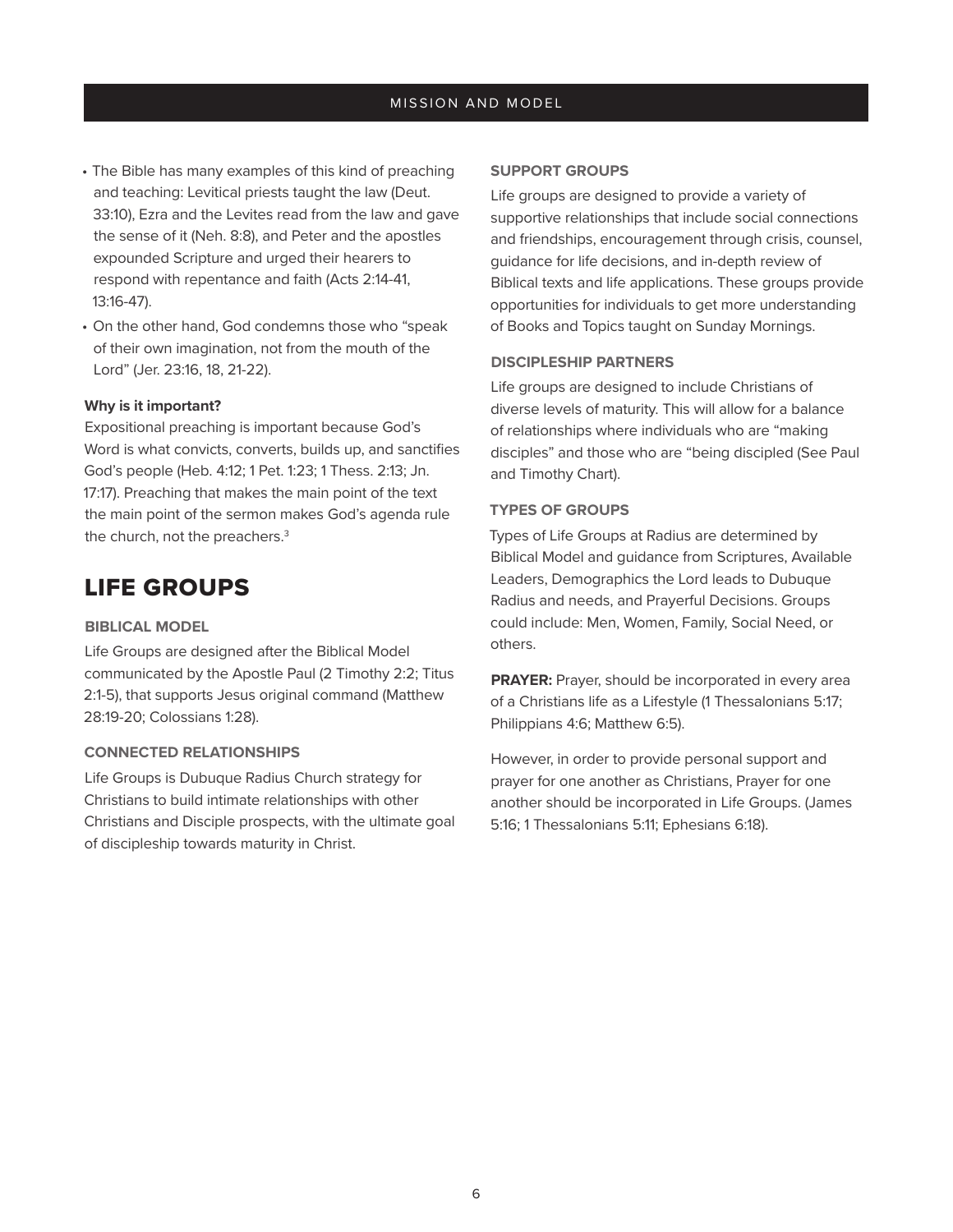- The Bible has many examples of this kind of preaching and teaching: Levitical priests taught the law (Deut. 33:10), Ezra and the Levites read from the law and gave the sense of it (Neh. 8:8), and Peter and the apostles expounded Scripture and urged their hearers to respond with repentance and faith (Acts 2:14-41, 13:16-47).
- On the other hand, God condemns those who "speak of their own imagination, not from the mouth of the Lord" (Jer. 23:16, 18, 21-22).

**Why is it important?**

Expositional preaching is important because God's Word is what convicts, converts, builds up, and sanctifies God's people (Heb. 4:12; 1 Pet. 1:23; 1 Thess. 2:13; Jn. 17:17). Preaching that makes the main point of the text the main point of the sermon makes God's agenda rule the church, not the preachers.[3]

# LIFE GROUPS

### BIBLICAL MODEL

Life Groups are designed after the Biblical Model communicated by the Apostle Paul (2 Timothy 2:2; Titus 2:1-5), that supports Jesus original command (Matthew 28:19-20; Colossians 1:28).

### CONNECTED RELATIONSHIPS

Life Groups is Dubuque Radius Church strategy for Christians to build intimate relationships with other Christians and Disciple prospects, with the ultimate goal of discipleship towards maturity in Christ.

### SUPPORT GROUPS

Life groups are designed to provide a variety of supportive relationships that include social connections and friendships, encouragement through crisis, counsel, guidance for life decisions, and in-depth review of Biblical texts and life applications. These groups provide opportunities for individuals to get more understanding of Books and Topics taught on Sunday Mornings.

### DISCIPLESHIP PARTNERS

Life groups are designed to include Christians of diverse levels of maturity. This will allow for a balance of relationships where individuals who are "making disciples" and those who are "being discipled (See Paul and Timothy Chart).

### TYPES OF GROUPS

Types of Life Groups at Radius are determined by Biblical Model and guidance from Scriptures, Available Leaders, Demographics the Lord leads to Dubuque Radius and needs, and Prayerful Decisions. Groups could include: Men, Women, Family, Social Need, or others.

**PRAYER:** Prayer, should be incorporated in every area of a Christians life as a Lifestyle (1 Thessalonians 5:17; Philippians 4:6; Matthew 6:5).

However, in order to provide personal support and prayer for one another as Christians, Prayer for one another should be incorporated in Life Groups. (James 5:16; 1 Thessalonians 5:11; Ephesians 6:18).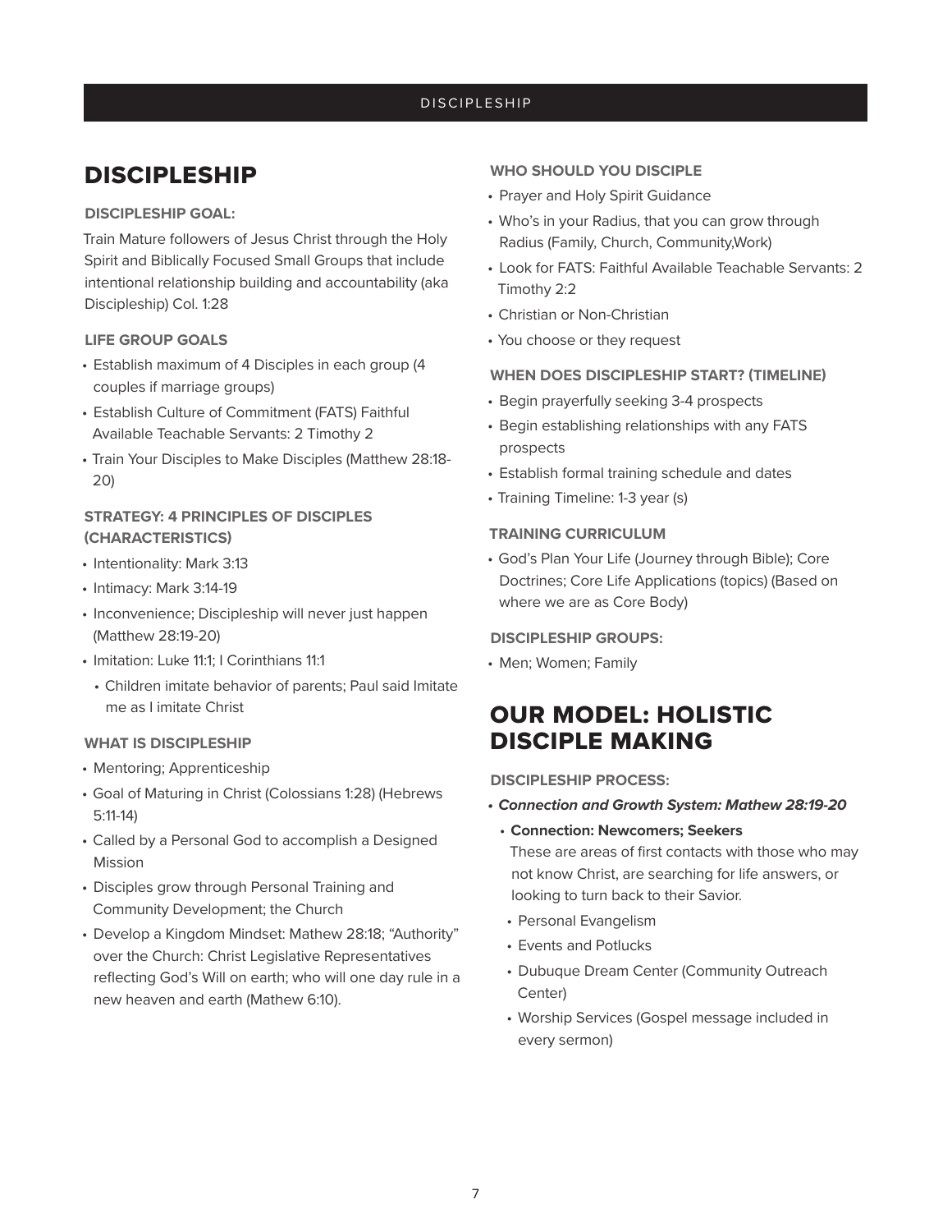# DISCIPLESHIP

### DISCIPLESHIP GOAL:

Train Mature followers of Jesus Christ through the Holy Spirit and Biblically Focused Small Groups that include intentional relationship building and accountability (aka Discipleship) Col. 1:28

### LIFE GROUP GOALS

- Establish maximum of 4 Disciples in each group (4 couples if marriage groups)
- Establish Culture of Commitment (FATS) Faithful Available Teachable Servants: 2 Timothy 2
- Train Your Disciples to Make Disciples (Matthew 28:18-20)

### STRATEGY: 4 PRINCIPLES OF DISCIPLES (CHARACTERISTICS)

- Intentionality: Mark 3:13
- Intimacy: Mark 3:14-19
- Inconvenience; Discipleship will never just happen (Matthew 28:19-20)
- Imitation: Luke 11:1; I Corinthians 11:1
  - Children imitate behavior of parents; Paul said Imitate me as I imitate Christ

### WHAT IS DISCIPLESHIP

- Mentoring; Apprenticeship
- Goal of Maturing in Christ (Colossians 1:28) (Hebrews 5:11-14)
- Called by a Personal God to accomplish a Designed Mission
- Disciples grow through Personal Training and Community Development; the Church
- Develop a Kingdom Mindset: Mathew 28:18; "Authority" over the Church: Christ Legislative Representatives reflecting God's Will on earth; who will one day rule in a new heaven and earth (Mathew 6:10).

### WHO SHOULD YOU DISCIPLE

- Prayer and Holy Spirit Guidance
- Who's in your Radius, that you can grow through Radius (Family, Church, Community,Work)
- Look for FATS: Faithful Available Teachable Servants: 2 Timothy 2:2
- Christian or Non-Christian
- You choose or they request

### WHEN DOES DISCIPLESHIP START? (TIMELINE)

- Begin prayerfully seeking 3-4 prospects
- Begin establishing relationships with any FATS prospects
- Establish formal training schedule and dates
- Training Timeline: 1-3 year (s)

### TRAINING CURRICULUM

- God's Plan Your Life (Journey through Bible); Core Doctrines; Core Life Applications (topics) (Based on where we are as Core Body)

### DISCIPLESHIP GROUPS:

- Men; Women; Family

# OUR MODEL: HOLISTIC DISCIPLE MAKING

### DISCIPLESHIP PROCESS:

- ***Connection and Growth System: Mathew 28:19-20***
  - **Connection: Newcomers; Seekers**
    These are areas of first contacts with those who may not know Christ, are searching for life answers, or looking to turn back to their Savior.
  - Personal Evangelism
  - Events and Potlucks
  - Dubuque Dream Center (Community Outreach Center)
  - Worship Services (Gospel message included in every sermon)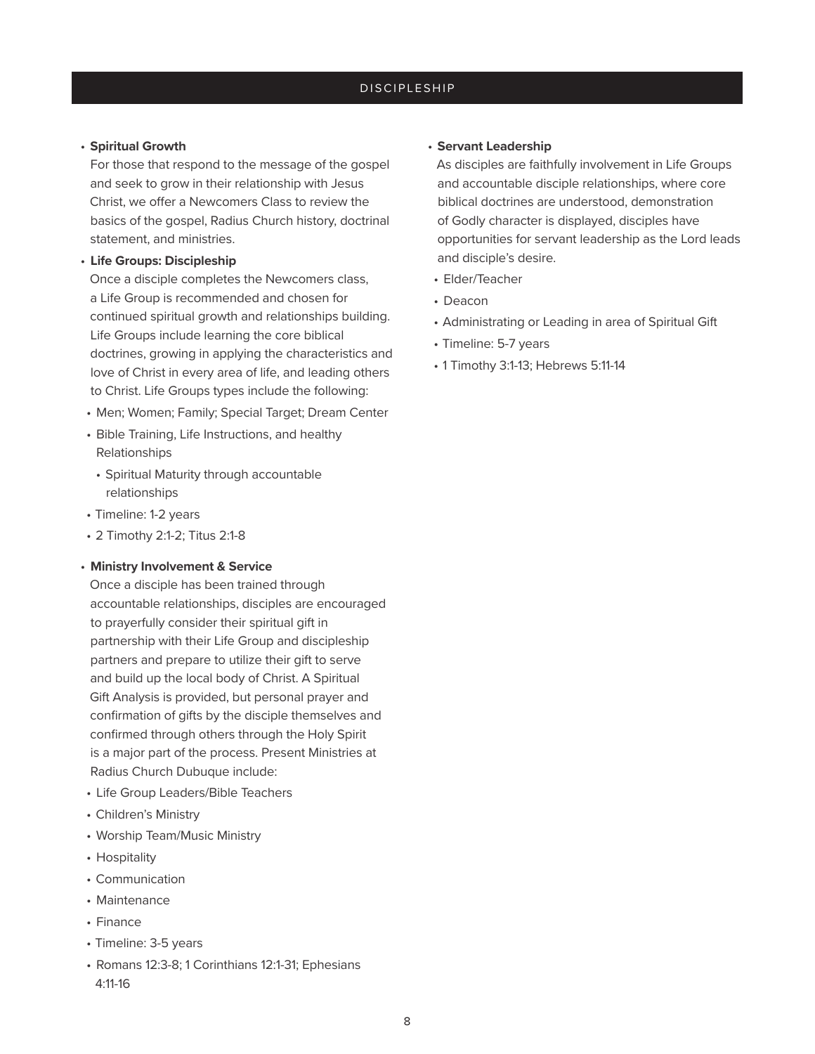# DISCIPLESHIP

- **Spiritual Growth**

  For those that respond to the message of the gospel and seek to grow in their relationship with Jesus Christ, we offer a Newcomers Class to review the basics of the gospel, Radius Church history, doctrinal statement, and ministries.

- **Life Groups: Discipleship**

  Once a disciple completes the Newcomers class, a Life Group is recommended and chosen for continued spiritual growth and relationships building. Life Groups include learning the core biblical doctrines, growing in applying the characteristics and love of Christ in every area of life, and leading others to Christ. Life Groups types include the following:

  - Men; Women; Family; Special Target; Dream Center
  - Bible Training, Life Instructions, and healthy Relationships
    - Spiritual Maturity through accountable relationships
  - Timeline: 1-2 years
  - 2 Timothy 2:1-2; Titus 2:1-8

- **Ministry Involvement & Service**

  Once a disciple has been trained through accountable relationships, disciples are encouraged to prayerfully consider their spiritual gift in partnership with their Life Group and discipleship partners and prepare to utilize their gift to serve and build up the local body of Christ. A Spiritual Gift Analysis is provided, but personal prayer and confirmation of gifts by the disciple themselves and confirmed through others through the Holy Spirit is a major part of the process. Present Ministries at Radius Church Dubuque include:

  - Life Group Leaders/Bible Teachers
  - Children's Ministry
  - Worship Team/Music Ministry
  - Hospitality
  - Communication
  - Maintenance
  - Finance
  - Timeline: 3-5 years
  - Romans 12:3-8; 1 Corinthians 12:1-31; Ephesians 4:11-16

- **Servant Leadership**

  As disciples are faithfully involvement in Life Groups and accountable disciple relationships, where core biblical doctrines are understood, demonstration of Godly character is displayed, disciples have opportunities for servant leadership as the Lord leads and disciple's desire.

  - Elder/Teacher
  - Deacon
  - Administrating or Leading in area of Spiritual Gift
  - Timeline: 5-7 years
  - 1 Timothy 3:1-13; Hebrews 5:11-14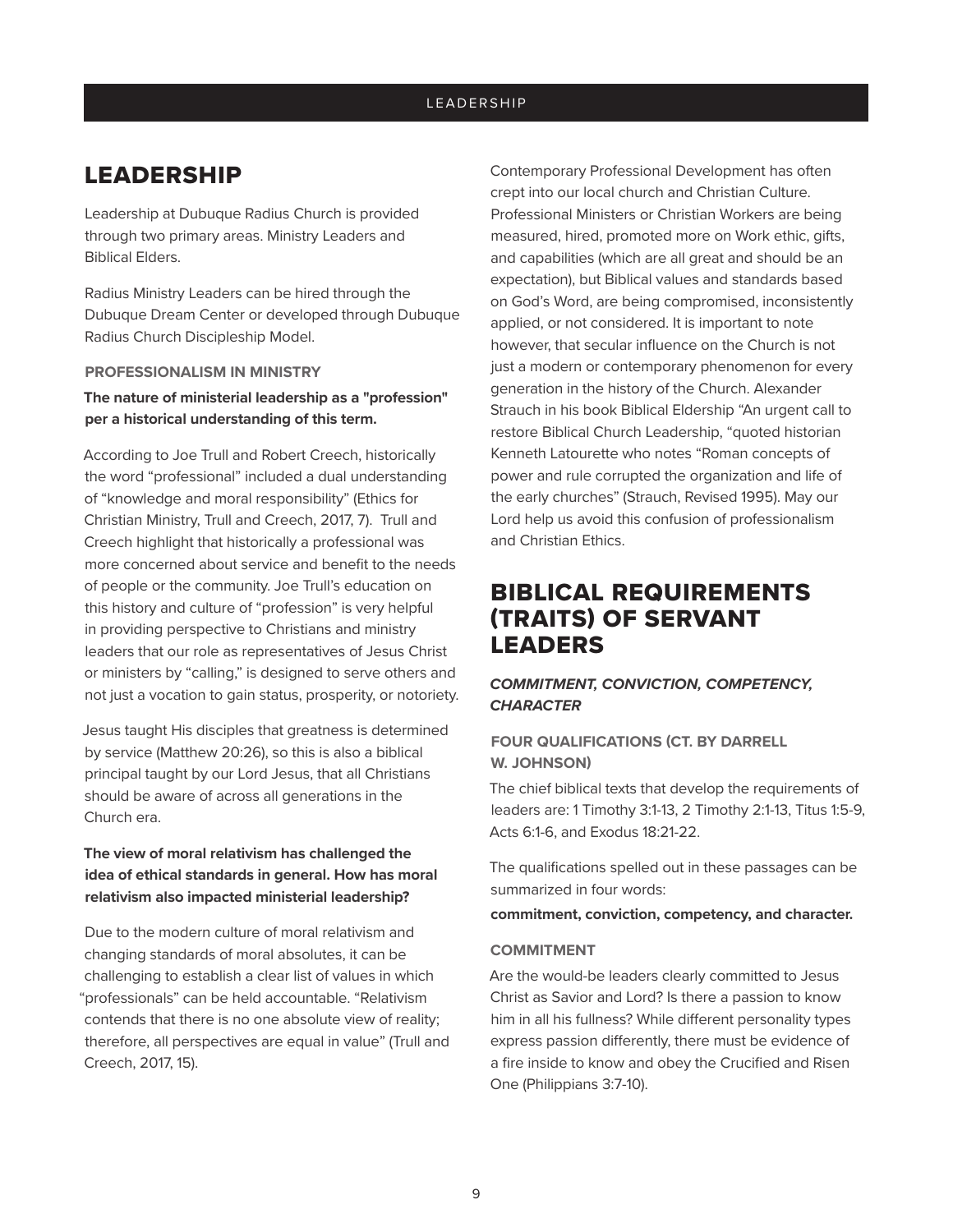# LEADERSHIP

Leadership at Dubuque Radius Church is provided through two primary areas. Ministry Leaders and Biblical Elders.

Radius Ministry Leaders can be hired through the Dubuque Dream Center or developed through Dubuque Radius Church Discipleship Model.

### PROFESSIONALISM IN MINISTRY

**The nature of ministerial leadership as a "profession" per a historical understanding of this term.**

According to Joe Trull and Robert Creech, historically the word "professional" included a dual understanding of "knowledge and moral responsibility" (Ethics for Christian Ministry, Trull and Creech, 2017, 7). Trull and Creech highlight that historically a professional was more concerned about service and benefit to the needs of people or the community. Joe Trull's education on this history and culture of "profession" is very helpful in providing perspective to Christians and ministry leaders that our role as representatives of Jesus Christ or ministers by "calling," is designed to serve others and not just a vocation to gain status, prosperity, or notoriety.

Jesus taught His disciples that greatness is determined by service (Matthew 20:26), so this is also a biblical principal taught by our Lord Jesus, that all Christians should be aware of across all generations in the Church era.

**The view of moral relativism has challenged the idea of ethical standards in general. How has moral relativism also impacted ministerial leadership?**

Due to the modern culture of moral relativism and changing standards of moral absolutes, it can be challenging to establish a clear list of values in which "professionals" can be held accountable. "Relativism contends that there is no one absolute view of reality; therefore, all perspectives are equal in value" (Trull and Creech, 2017, 15).

Contemporary Professional Development has often crept into our local church and Christian Culture. Professional Ministers or Christian Workers are being measured, hired, promoted more on Work ethic, gifts, and capabilities (which are all great and should be an expectation), but Biblical values and standards based on God's Word, are being compromised, inconsistently applied, or not considered. It is important to note however, that secular influence on the Church is not just a modern or contemporary phenomenon for every generation in the history of the Church. Alexander Strauch in his book Biblical Eldership "An urgent call to restore Biblical Church Leadership, "quoted historian Kenneth Latourette who notes "Roman concepts of power and rule corrupted the organization and life of the early churches" (Strauch, Revised 1995). May our Lord help us avoid this confusion of professionalism and Christian Ethics.

# BIBLICAL REQUIREMENTS (TRAITS) OF SERVANT LEADERS

***COMMITMENT, CONVICTION, COMPETENCY, CHARACTER***

### FOUR QUALIFICATIONS (CT. BY DARRELL W. JOHNSON)

The chief biblical texts that develop the requirements of leaders are: 1 Timothy 3:1-13, 2 Timothy 2:1-13, Titus 1:5-9, Acts 6:1-6, and Exodus 18:21-22.

The qualifications spelled out in these passages can be summarized in four words:

**commitment, conviction, competency, and character.**

### COMMITMENT

Are the would-be leaders clearly committed to Jesus Christ as Savior and Lord? Is there a passion to know him in all his fullness? While different personality types express passion differently, there must be evidence of a fire inside to know and obey the Crucified and Risen One (Philippians 3:7-10).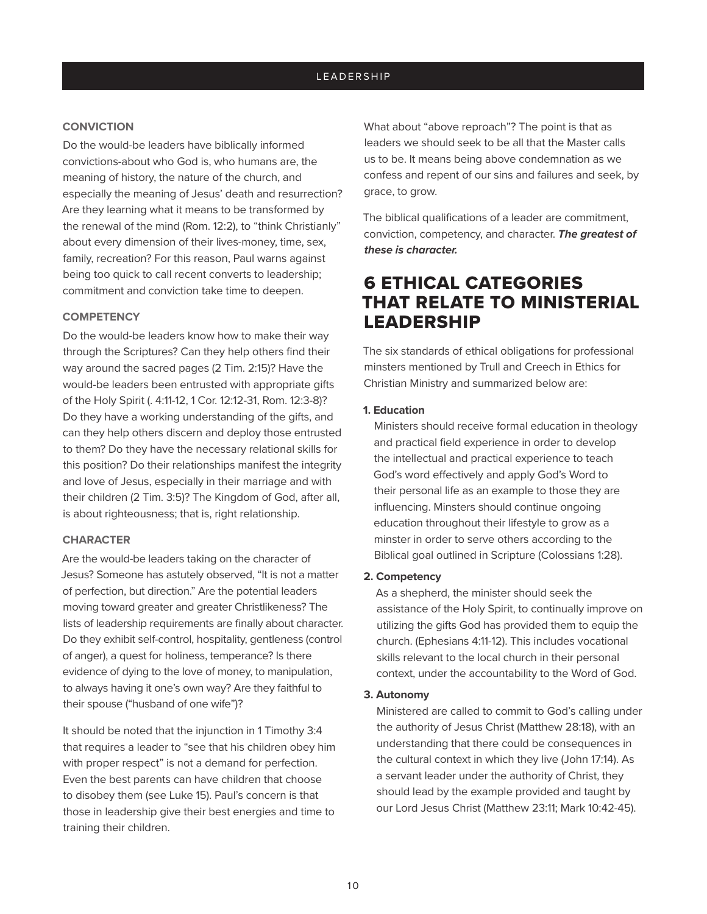**CONVICTION**

Do the would-be leaders have biblically informed convictions-about who God is, who humans are, the meaning of history, the nature of the church, and especially the meaning of Jesus' death and resurrection? Are they learning what it means to be transformed by the renewal of the mind (Rom. 12:2), to "think Christianly" about every dimension of their lives-money, time, sex, family, recreation? For this reason, Paul warns against being too quick to call recent converts to leadership; commitment and conviction take time to deepen.

**COMPETENCY**

Do the would-be leaders know how to make their way through the Scriptures? Can they help others find their way around the sacred pages (2 Tim. 2:15)? Have the would-be leaders been entrusted with appropriate gifts of the Holy Spirit (. 4:11-12, 1 Cor. 12:12-31, Rom. 12:3-8)? Do they have a working understanding of the gifts, and can they help others discern and deploy those entrusted to them? Do they have the necessary relational skills for this position? Do their relationships manifest the integrity and love of Jesus, especially in their marriage and with their children (2 Tim. 3:5)? The Kingdom of God, after all, is about righteousness; that is, right relationship.

**CHARACTER**

Are the would-be leaders taking on the character of Jesus? Someone has astutely observed, "It is not a matter of perfection, but direction." Are the potential leaders moving toward greater and greater Christlikeness? The lists of leadership requirements are finally about character. Do they exhibit self-control, hospitality, gentleness (control of anger), a quest for holiness, temperance? Is there evidence of dying to the love of money, to manipulation, to always having it one's own way? Are they faithful to their spouse ("husband of one wife")?

It should be noted that the injunction in 1 Timothy 3:4 that requires a leader to "see that his children obey him with proper respect" is not a demand for perfection. Even the best parents can have children that choose to disobey them (see Luke 15). Paul's concern is that those in leadership give their best energies and time to training their children.

What about "above reproach"? The point is that as leaders we should seek to be all that the Master calls us to be. It means being above condemnation as we confess and repent of our sins and failures and seek, by grace, to grow.

The biblical qualifications of a leader are commitment, conviction, competency, and character. ***The greatest of these is character.***

## 6 ETHICAL CATEGORIES THAT RELATE TO MINISTERIAL LEADERSHIP

The six standards of ethical obligations for professional minsters mentioned by Trull and Creech in Ethics for Christian Ministry and summarized below are:

**1. Education**

Ministers should receive formal education in theology and practical field experience in order to develop the intellectual and practical experience to teach God's word effectively and apply God's Word to their personal life as an example to those they are influencing. Minsters should continue ongoing education throughout their lifestyle to grow as a minster in order to serve others according to the Biblical goal outlined in Scripture (Colossians 1:28).

**2. Competency**

As a shepherd, the minister should seek the assistance of the Holy Spirit, to continually improve on utilizing the gifts God has provided them to equip the church. (Ephesians 4:11-12). This includes vocational skills relevant to the local church in their personal context, under the accountability to the Word of God.

**3. Autonomy**

Ministered are called to commit to God's calling under the authority of Jesus Christ (Matthew 28:18), with an understanding that there could be consequences in the cultural context in which they live (John 17:14). As a servant leader under the authority of Christ, they should lead by the example provided and taught by our Lord Jesus Christ (Matthew 23:11; Mark 10:42-45).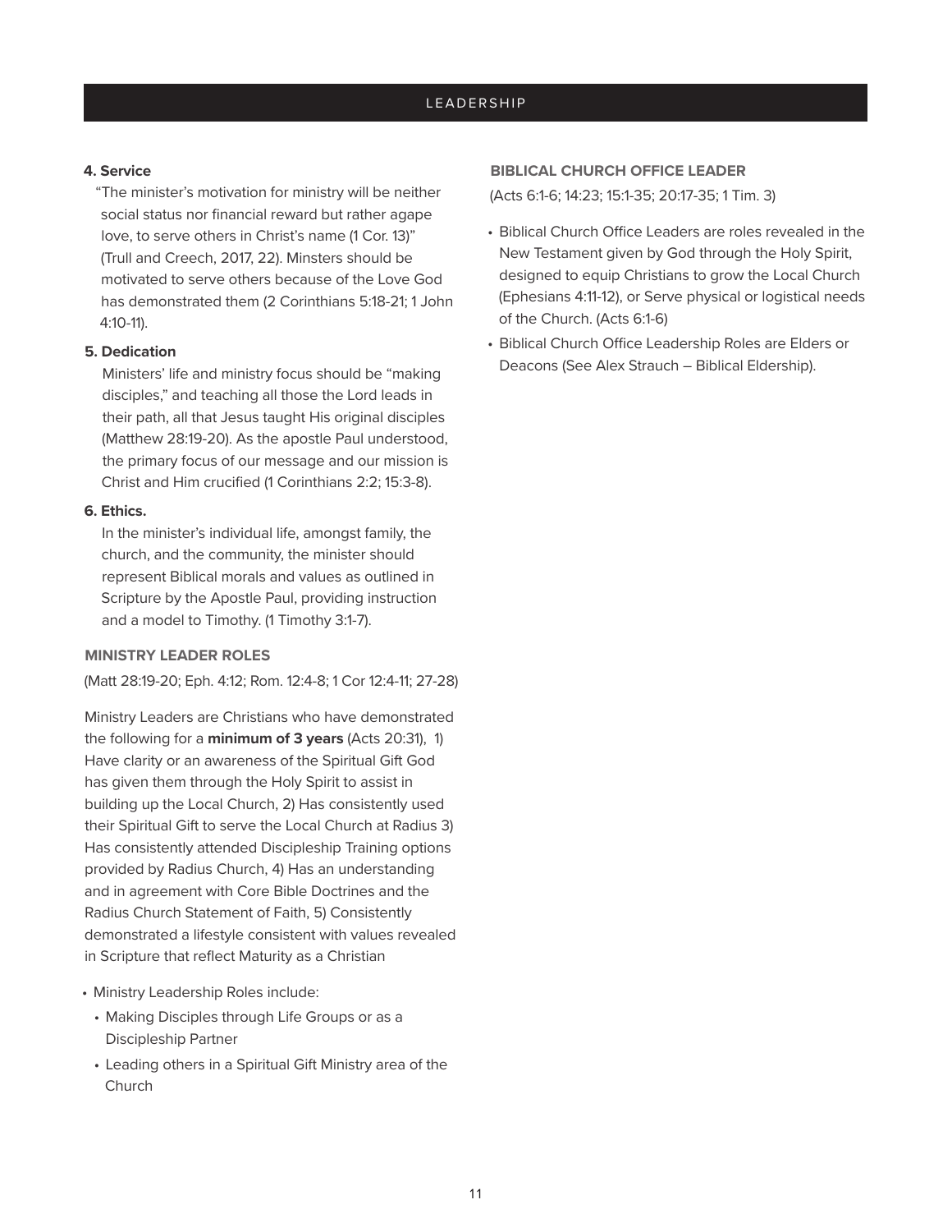**4. Service**

"The minister's motivation for ministry will be neither social status nor financial reward but rather agape love, to serve others in Christ's name (1 Cor. 13)" (Trull and Creech, 2017, 22). Minsters should be motivated to serve others because of the Love God has demonstrated them (2 Corinthians 5:18-21; 1 John 4:10-11).

**5. Dedication**

Ministers' life and ministry focus should be "making disciples," and teaching all those the Lord leads in their path, all that Jesus taught His original disciples (Matthew 28:19-20). As the apostle Paul understood, the primary focus of our message and our mission is Christ and Him crucified (1 Corinthians 2:2; 15:3-8).

**6. Ethics.**

In the minister's individual life, amongst family, the church, and the community, the minister should represent Biblical morals and values as outlined in Scripture by the Apostle Paul, providing instruction and a model to Timothy. (1 Timothy 3:1-7).

### MINISTRY LEADER ROLES

(Matt 28:19-20; Eph. 4:12; Rom. 12:4-8; 1 Cor 12:4-11; 27-28)

Ministry Leaders are Christians who have demonstrated the following for a **minimum of 3 years** (Acts 20:31), 1) Have clarity or an awareness of the Spiritual Gift God has given them through the Holy Spirit to assist in building up the Local Church, 2) Has consistently used their Spiritual Gift to serve the Local Church at Radius 3) Has consistently attended Discipleship Training options provided by Radius Church, 4) Has an understanding and in agreement with Core Bible Doctrines and the Radius Church Statement of Faith, 5) Consistently demonstrated a lifestyle consistent with values revealed in Scripture that reflect Maturity as a Christian

- Ministry Leadership Roles include:
  - Making Disciples through Life Groups or as a Discipleship Partner
  - Leading others in a Spiritual Gift Ministry area of the Church

### BIBLICAL CHURCH OFFICE LEADER

(Acts 6:1-6; 14:23; 15:1-35; 20:17-35; 1 Tim. 3)

- Biblical Church Office Leaders are roles revealed in the New Testament given by God through the Holy Spirit, designed to equip Christians to grow the Local Church (Ephesians 4:11-12), or Serve physical or logistical needs of the Church. (Acts 6:1-6)
- Biblical Church Office Leadership Roles are Elders or Deacons (See Alex Strauch – Biblical Eldership).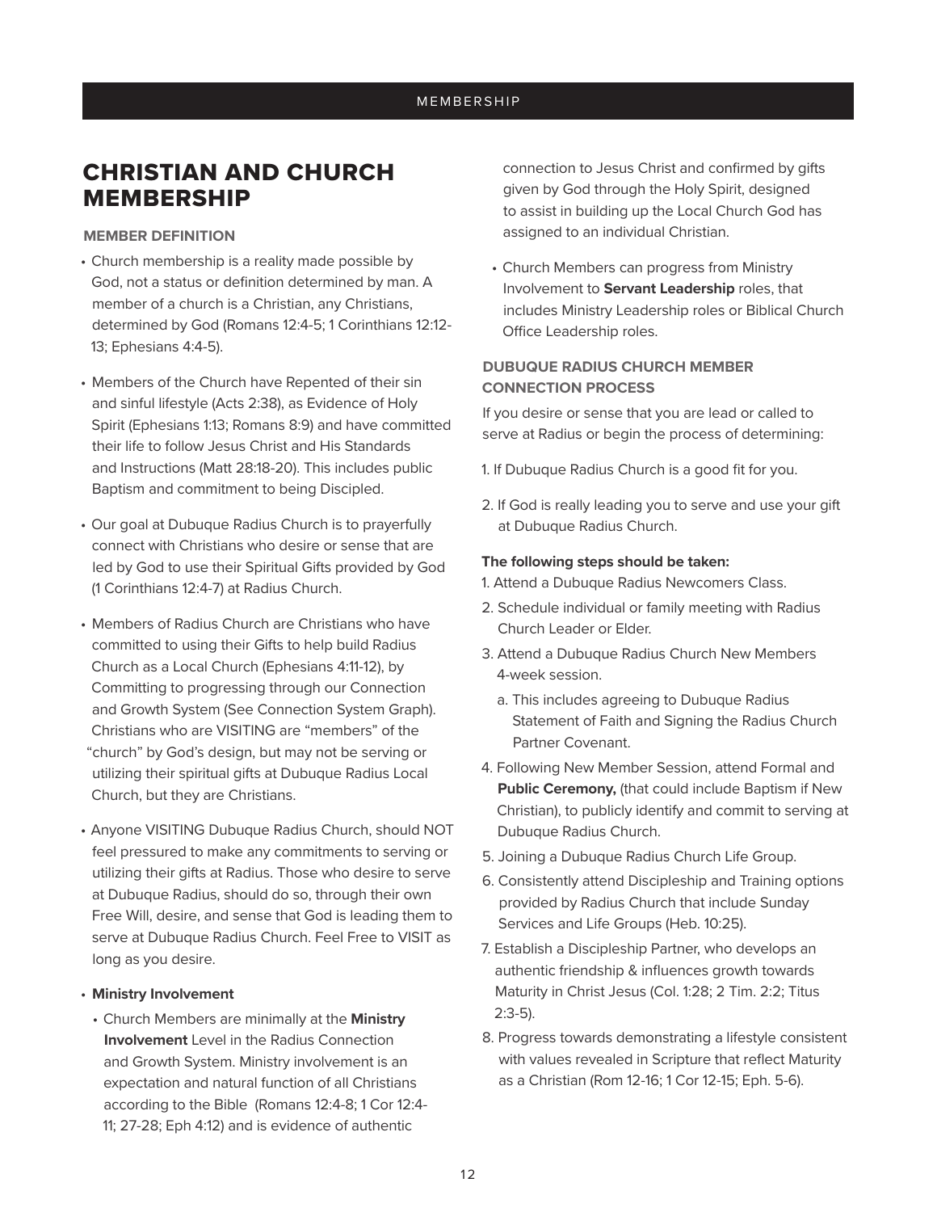# CHRISTIAN AND CHURCH MEMBERSHIP

### MEMBER DEFINITION

- Church membership is a reality made possible by God, not a status or definition determined by man. A member of a church is a Christian, any Christians, determined by God (Romans 12:4-5; 1 Corinthians 12:12-13; Ephesians 4:4-5).
- Members of the Church have Repented of their sin and sinful lifestyle (Acts 2:38), as Evidence of Holy Spirit (Ephesians 1:13; Romans 8:9) and have committed their life to follow Jesus Christ and His Standards and Instructions (Matt 28:18-20). This includes public Baptism and commitment to being Discipled.
- Our goal at Dubuque Radius Church is to prayerfully connect with Christians who desire or sense that are led by God to use their Spiritual Gifts provided by God (1 Corinthians 12:4-7) at Radius Church.
- Members of Radius Church are Christians who have committed to using their Gifts to help build Radius Church as a Local Church (Ephesians 4:11-12), by Committing to progressing through our Connection and Growth System (See Connection System Graph). Christians who are VISITING are "members" of the "church" by God's design, but may not be serving or utilizing their spiritual gifts at Dubuque Radius Local Church, but they are Christians.
- Anyone VISITING Dubuque Radius Church, should NOT feel pressured to make any commitments to serving or utilizing their gifts at Radius. Those who desire to serve at Dubuque Radius, should do so, through their own Free Will, desire, and sense that God is leading them to serve at Dubuque Radius Church. Feel Free to VISIT as long as you desire.
- **Ministry Involvement**
  - Church Members are minimally at the **Ministry Involvement** Level in the Radius Connection and Growth System. Ministry involvement is an expectation and natural function of all Christians according to the Bible (Romans 12:4-8; 1 Cor 12:4-11; 27-28; Eph 4:12) and is evidence of authentic connection to Jesus Christ and confirmed by gifts given by God through the Holy Spirit, designed to assist in building up the Local Church God has assigned to an individual Christian.
  - Church Members can progress from Ministry Involvement to **Servant Leadership** roles, that includes Ministry Leadership roles or Biblical Church Office Leadership roles.

### DUBUQUE RADIUS CHURCH MEMBER CONNECTION PROCESS

If you desire or sense that you are lead or called to serve at Radius or begin the process of determining:

1. If Dubuque Radius Church is a good fit for you.
2. If God is really leading you to serve and use your gift at Dubuque Radius Church.

**The following steps should be taken:**

1. Attend a Dubuque Radius Newcomers Class.
2. Schedule individual or family meeting with Radius Church Leader or Elder.
3. Attend a Dubuque Radius Church New Members 4-week session.
   a. This includes agreeing to Dubuque Radius Statement of Faith and Signing the Radius Church Partner Covenant.
4. Following New Member Session, attend Formal and **Public Ceremony,** (that could include Baptism if New Christian), to publicly identify and commit to serving at Dubuque Radius Church.
5. Joining a Dubuque Radius Church Life Group.
6. Consistently attend Discipleship and Training options provided by Radius Church that include Sunday Services and Life Groups (Heb. 10:25).
7. Establish a Discipleship Partner, who develops an authentic friendship & influences growth towards Maturity in Christ Jesus (Col. 1:28; 2 Tim. 2:2; Titus 2:3-5).
8. Progress towards demonstrating a lifestyle consistent with values revealed in Scripture that reflect Maturity as a Christian (Rom 12-16; 1 Cor 12-15; Eph. 5-6).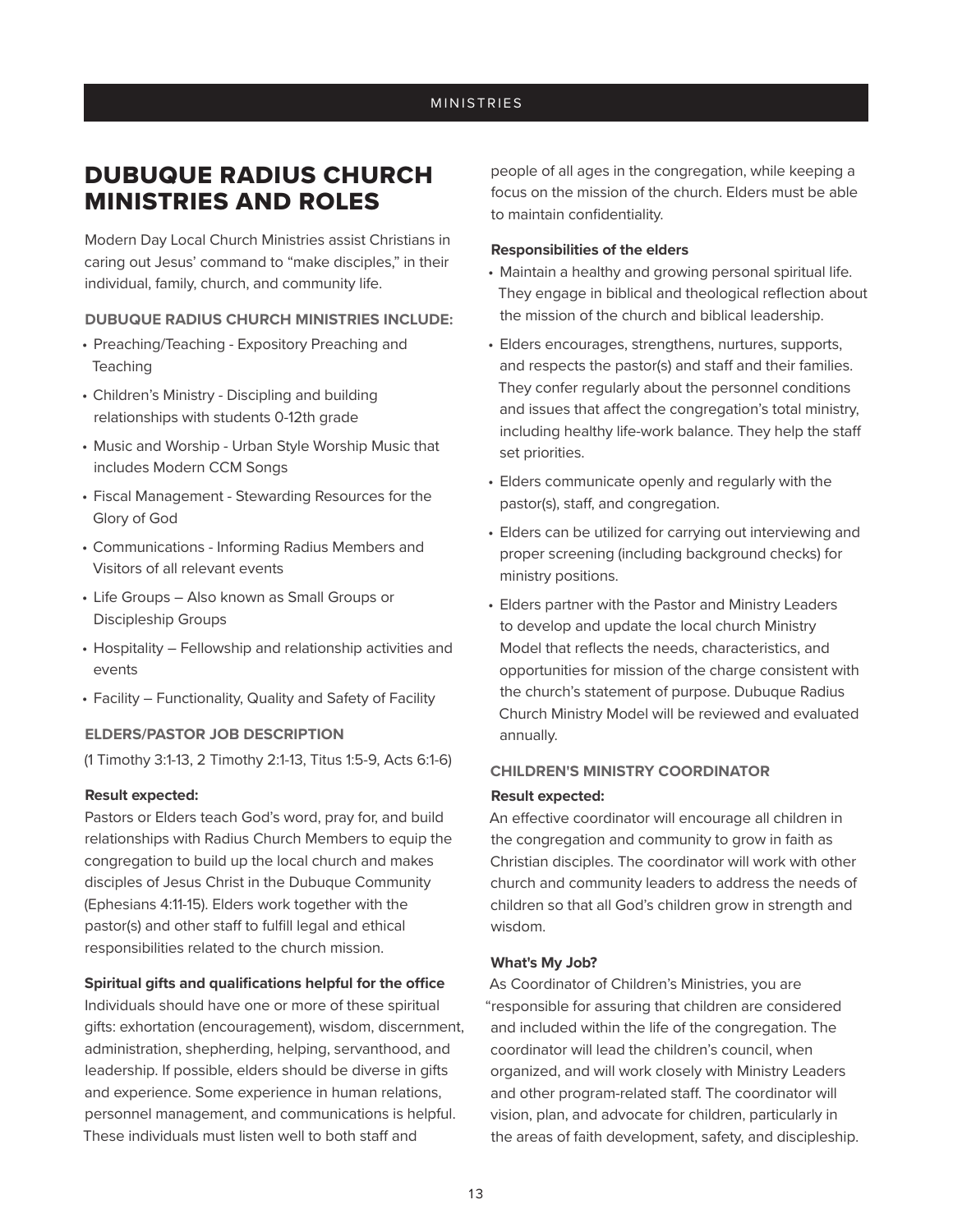# DUBUQUE RADIUS CHURCH MINISTRIES AND ROLES

Modern Day Local Church Ministries assist Christians in caring out Jesus' command to "make disciples," in their individual, family, church, and community life.

### DUBUQUE RADIUS CHURCH MINISTRIES INCLUDE:

- Preaching/Teaching - Expository Preaching and Teaching
- Children's Ministry - Discipling and building relationships with students 0-12th grade
- Music and Worship - Urban Style Worship Music that includes Modern CCM Songs
- Fiscal Management - Stewarding Resources for the Glory of God
- Communications - Informing Radius Members and Visitors of all relevant events
- Life Groups – Also known as Small Groups or Discipleship Groups
- Hospitality – Fellowship and relationship activities and events
- Facility – Functionality, Quality and Safety of Facility

### ELDERS/PASTOR JOB DESCRIPTION

(1 Timothy 3:1-13, 2 Timothy 2:1-13, Titus 1:5-9, Acts 6:1-6)

**Result expected:**

Pastors or Elders teach God's word, pray for, and build relationships with Radius Church Members to equip the congregation to build up the local church and makes disciples of Jesus Christ in the Dubuque Community (Ephesians 4:11-15). Elders work together with the pastor(s) and other staff to fulfill legal and ethical responsibilities related to the church mission.

**Spiritual gifts and qualifications helpful for the office**

Individuals should have one or more of these spiritual gifts: exhortation (encouragement), wisdom, discernment, administration, shepherding, helping, servanthood, and leadership. If possible, elders should be diverse in gifts and experience. Some experience in human relations, personnel management, and communications is helpful. These individuals must listen well to both staff and people of all ages in the congregation, while keeping a focus on the mission of the church. Elders must be able to maintain confidentiality.

**Responsibilities of the elders**

- Maintain a healthy and growing personal spiritual life. They engage in biblical and theological reflection about the mission of the church and biblical leadership.
- Elders encourages, strengthens, nurtures, supports, and respects the pastor(s) and staff and their families. They confer regularly about the personnel conditions and issues that affect the congregation's total ministry, including healthy life-work balance. They help the staff set priorities.
- Elders communicate openly and regularly with the pastor(s), staff, and congregation.
- Elders can be utilized for carrying out interviewing and proper screening (including background checks) for ministry positions.
- Elders partner with the Pastor and Ministry Leaders to develop and update the local church Ministry Model that reflects the needs, characteristics, and opportunities for mission of the charge consistent with the church's statement of purpose. Dubuque Radius Church Ministry Model will be reviewed and evaluated annually.

### CHILDREN'S MINISTRY COORDINATOR

**Result expected:**

An effective coordinator will encourage all children in the congregation and community to grow in faith as Christian disciples. The coordinator will work with other church and community leaders to address the needs of children so that all God's children grow in strength and wisdom.

**What's My Job?**

As Coordinator of Children's Ministries, you are "responsible for assuring that children are considered and included within the life of the congregation. The coordinator will lead the children's council, when organized, and will work closely with Ministry Leaders and other program-related staff. The coordinator will vision, plan, and advocate for children, particularly in the areas of faith development, safety, and discipleship.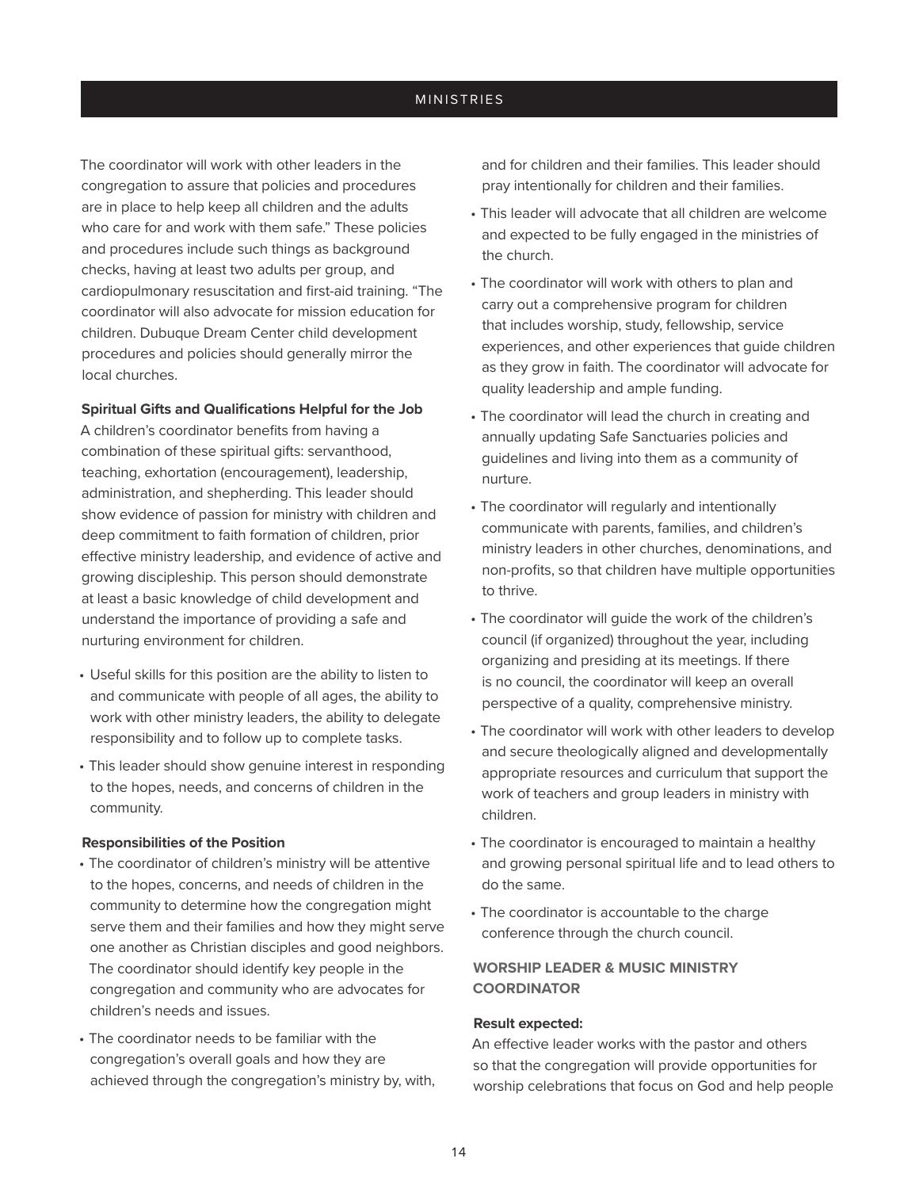The coordinator will work with other leaders in the congregation to assure that policies and procedures are in place to help keep all children and the adults who care for and work with them safe." These policies and procedures include such things as background checks, having at least two adults per group, and cardiopulmonary resuscitation and first-aid training. "The coordinator will also advocate for mission education for children. Dubuque Dream Center child development procedures and policies should generally mirror the local churches.

**Spiritual Gifts and Qualifications Helpful for the Job**

A children's coordinator benefits from having a combination of these spiritual gifts: servanthood, teaching, exhortation (encouragement), leadership, administration, and shepherding. This leader should show evidence of passion for ministry with children and deep commitment to faith formation of children, prior effective ministry leadership, and evidence of active and growing discipleship. This person should demonstrate at least a basic knowledge of child development and understand the importance of providing a safe and nurturing environment for children.

- Useful skills for this position are the ability to listen to and communicate with people of all ages, the ability to work with other ministry leaders, the ability to delegate responsibility and to follow up to complete tasks.
- This leader should show genuine interest in responding to the hopes, needs, and concerns of children in the community.

**Responsibilities of the Position**

- The coordinator of children's ministry will be attentive to the hopes, concerns, and needs of children in the community to determine how the congregation might serve them and their families and how they might serve one another as Christian disciples and good neighbors. The coordinator should identify key people in the congregation and community who are advocates for children's needs and issues.
- The coordinator needs to be familiar with the congregation's overall goals and how they are achieved through the congregation's ministry by, with, and for children and their families. This leader should pray intentionally for children and their families.
- This leader will advocate that all children are welcome and expected to be fully engaged in the ministries of the church.
- The coordinator will work with others to plan and carry out a comprehensive program for children that includes worship, study, fellowship, service experiences, and other experiences that guide children as they grow in faith. The coordinator will advocate for quality leadership and ample funding.
- The coordinator will lead the church in creating and annually updating Safe Sanctuaries policies and guidelines and living into them as a community of nurture.
- The coordinator will regularly and intentionally communicate with parents, families, and children's ministry leaders in other churches, denominations, and non-profits, so that children have multiple opportunities to thrive.
- The coordinator will guide the work of the children's council (if organized) throughout the year, including organizing and presiding at its meetings. If there is no council, the coordinator will keep an overall perspective of a quality, comprehensive ministry.
- The coordinator will work with other leaders to develop and secure theologically aligned and developmentally appropriate resources and curriculum that support the work of teachers and group leaders in ministry with children.
- The coordinator is encouraged to maintain a healthy and growing personal spiritual life and to lead others to do the same.
- The coordinator is accountable to the charge conference through the church council.

### WORSHIP LEADER & MUSIC MINISTRY COORDINATOR

**Result expected:**

An effective leader works with the pastor and others so that the congregation will provide opportunities for worship celebrations that focus on God and help people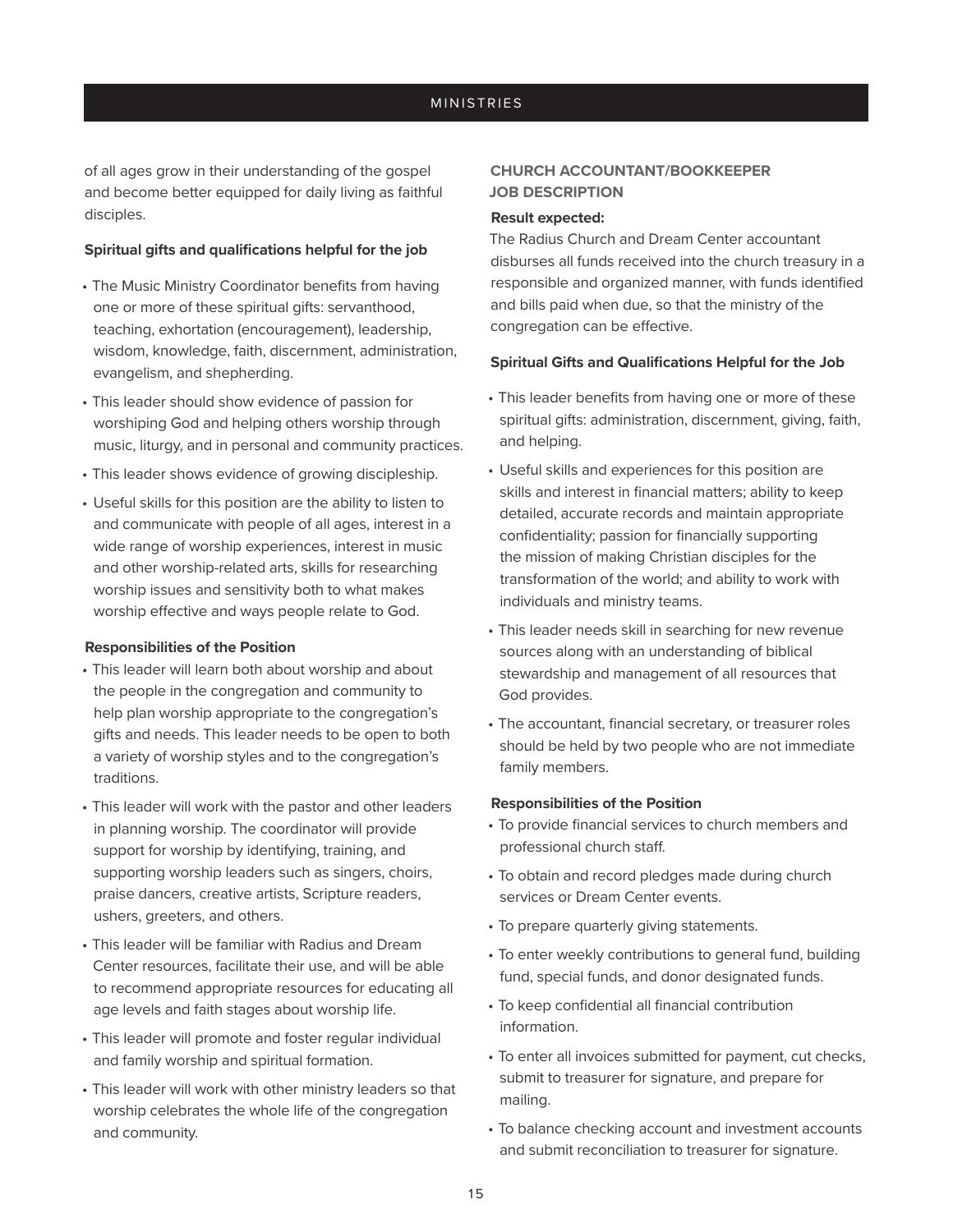of all ages grow in their understanding of the gospel and become better equipped for daily living as faithful disciples.

**Spiritual gifts and qualifications helpful for the job**

- The Music Ministry Coordinator benefits from having one or more of these spiritual gifts: servanthood, teaching, exhortation (encouragement), leadership, wisdom, knowledge, faith, discernment, administration, evangelism, and shepherding.
- This leader should show evidence of passion for worshiping God and helping others worship through music, liturgy, and in personal and community practices.
- This leader shows evidence of growing discipleship.
- Useful skills for this position are the ability to listen to and communicate with people of all ages, interest in a wide range of worship experiences, interest in music and other worship-related arts, skills for researching worship issues and sensitivity both to what makes worship effective and ways people relate to God.

**Responsibilities of the Position**

- This leader will learn both about worship and about the people in the congregation and community to help plan worship appropriate to the congregation's gifts and needs. This leader needs to be open to both a variety of worship styles and to the congregation's traditions.
- This leader will work with the pastor and other leaders in planning worship. The coordinator will provide support for worship by identifying, training, and supporting worship leaders such as singers, choirs, praise dancers, creative artists, Scripture readers, ushers, greeters, and others.
- This leader will be familiar with Radius and Dream Center resources, facilitate their use, and will be able to recommend appropriate resources for educating all age levels and faith stages about worship life.
- This leader will promote and foster regular individual and family worship and spiritual formation.
- This leader will work with other ministry leaders so that worship celebrates the whole life of the congregation and community.

## CHURCH ACCOUNTANT/BOOKKEEPER JOB DESCRIPTION

**Result expected:**

The Radius Church and Dream Center accountant disburses all funds received into the church treasury in a responsible and organized manner, with funds identified and bills paid when due, so that the ministry of the congregation can be effective.

**Spiritual Gifts and Qualifications Helpful for the Job**

- This leader benefits from having one or more of these spiritual gifts: administration, discernment, giving, faith, and helping.
- Useful skills and experiences for this position are skills and interest in financial matters; ability to keep detailed, accurate records and maintain appropriate confidentiality; passion for financially supporting the mission of making Christian disciples for the transformation of the world; and ability to work with individuals and ministry teams.
- This leader needs skill in searching for new revenue sources along with an understanding of biblical stewardship and management of all resources that God provides.
- The accountant, financial secretary, or treasurer roles should be held by two people who are not immediate family members.

**Responsibilities of the Position**

- To provide financial services to church members and professional church staff.
- To obtain and record pledges made during church services or Dream Center events.
- To prepare quarterly giving statements.
- To enter weekly contributions to general fund, building fund, special funds, and donor designated funds.
- To keep confidential all financial contribution information.
- To enter all invoices submitted for payment, cut checks, submit to treasurer for signature, and prepare for mailing.
- To balance checking account and investment accounts and submit reconciliation to treasurer for signature.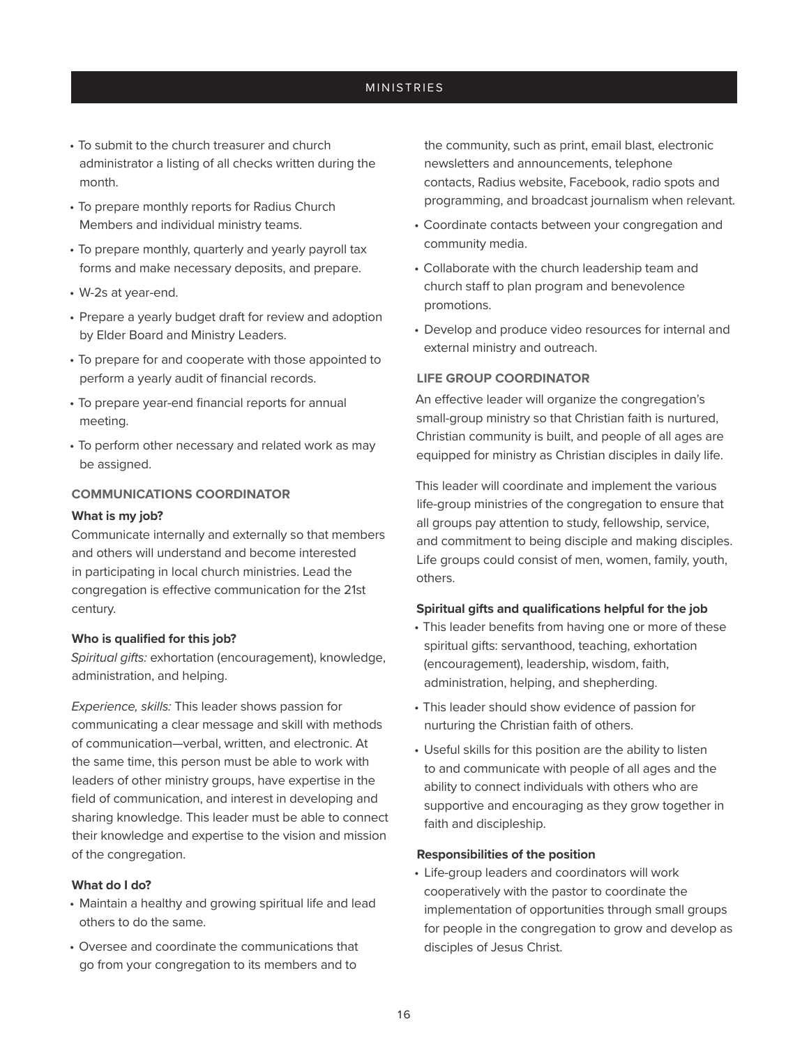- To submit to the church treasurer and church administrator a listing of all checks written during the month.
- To prepare monthly reports for Radius Church Members and individual ministry teams.
- To prepare monthly, quarterly and yearly payroll tax forms and make necessary deposits, and prepare.
- W-2s at year-end.
- Prepare a yearly budget draft for review and adoption by Elder Board and Ministry Leaders.
- To prepare for and cooperate with those appointed to perform a yearly audit of financial records.
- To prepare year-end financial reports for annual meeting.
- To perform other necessary and related work as may be assigned.

### COMMUNICATIONS COORDINATOR

**What is my job?**

Communicate internally and externally so that members and others will understand and become interested in participating in local church ministries. Lead the congregation is effective communication for the 21st century.

**Who is qualified for this job?**

*Spiritual gifts:* exhortation (encouragement), knowledge, administration, and helping.

*Experience, skills:* This leader shows passion for communicating a clear message and skill with methods of communication—verbal, written, and electronic. At the same time, this person must be able to work with leaders of other ministry groups, have expertise in the field of communication, and interest in developing and sharing knowledge. This leader must be able to connect their knowledge and expertise to the vision and mission of the congregation.

**What do I do?**

- Maintain a healthy and growing spiritual life and lead others to do the same.
- Oversee and coordinate the communications that go from your congregation to its members and to the community, such as print, email blast, electronic newsletters and announcements, telephone contacts, Radius website, Facebook, radio spots and programming, and broadcast journalism when relevant.
- Coordinate contacts between your congregation and community media.
- Collaborate with the church leadership team and church staff to plan program and benevolence promotions.
- Develop and produce video resources for internal and external ministry and outreach.

### LIFE GROUP COORDINATOR

An effective leader will organize the congregation's small-group ministry so that Christian faith is nurtured, Christian community is built, and people of all ages are equipped for ministry as Christian disciples in daily life.

This leader will coordinate and implement the various life-group ministries of the congregation to ensure that all groups pay attention to study, fellowship, service, and commitment to being disciple and making disciples. Life groups could consist of men, women, family, youth, others.

**Spiritual gifts and qualifications helpful for the job**

- This leader benefits from having one or more of these spiritual gifts: servanthood, teaching, exhortation (encouragement), leadership, wisdom, faith, administration, helping, and shepherding.
- This leader should show evidence of passion for nurturing the Christian faith of others.
- Useful skills for this position are the ability to listen to and communicate with people of all ages and the ability to connect individuals with others who are supportive and encouraging as they grow together in faith and discipleship.

**Responsibilities of the position**

- Life-group leaders and coordinators will work cooperatively with the pastor to coordinate the implementation of opportunities through small groups for people in the congregation to grow and develop as disciples of Jesus Christ.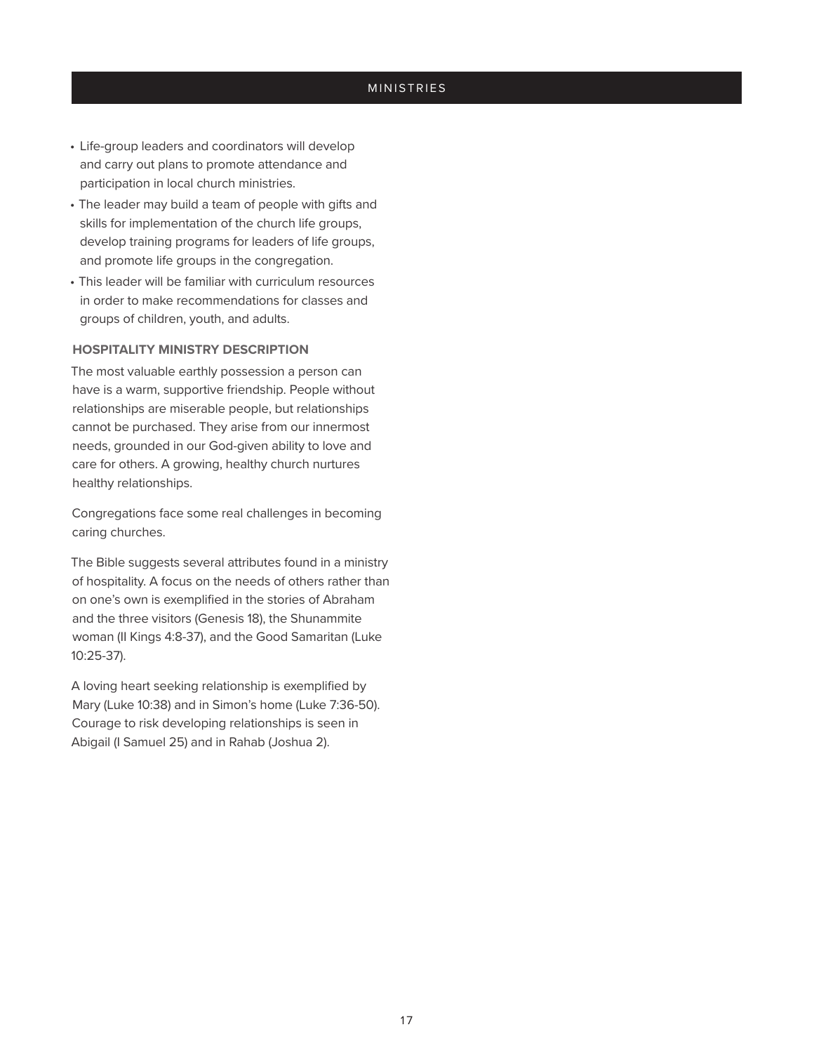- Life-group leaders and coordinators will develop and carry out plans to promote attendance and participation in local church ministries.
- The leader may build a team of people with gifts and skills for implementation of the church life groups, develop training programs for leaders of life groups, and promote life groups in the congregation.
- This leader will be familiar with curriculum resources in order to make recommendations for classes and groups of children, youth, and adults.

### HOSPITALITY MINISTRY DESCRIPTION

The most valuable earthly possession a person can have is a warm, supportive friendship. People without relationships are miserable people, but relationships cannot be purchased. They arise from our innermost needs, grounded in our God-given ability to love and care for others. A growing, healthy church nurtures healthy relationships.

Congregations face some real challenges in becoming caring churches.

The Bible suggests several attributes found in a ministry of hospitality. A focus on the needs of others rather than on one's own is exemplified in the stories of Abraham and the three visitors (Genesis 18), the Shunammite woman (II Kings 4:8-37), and the Good Samaritan (Luke 10:25-37).

A loving heart seeking relationship is exemplified by Mary (Luke 10:38) and in Simon's home (Luke 7:36-50). Courage to risk developing relationships is seen in Abigail (I Samuel 25) and in Rahab (Joshua 2).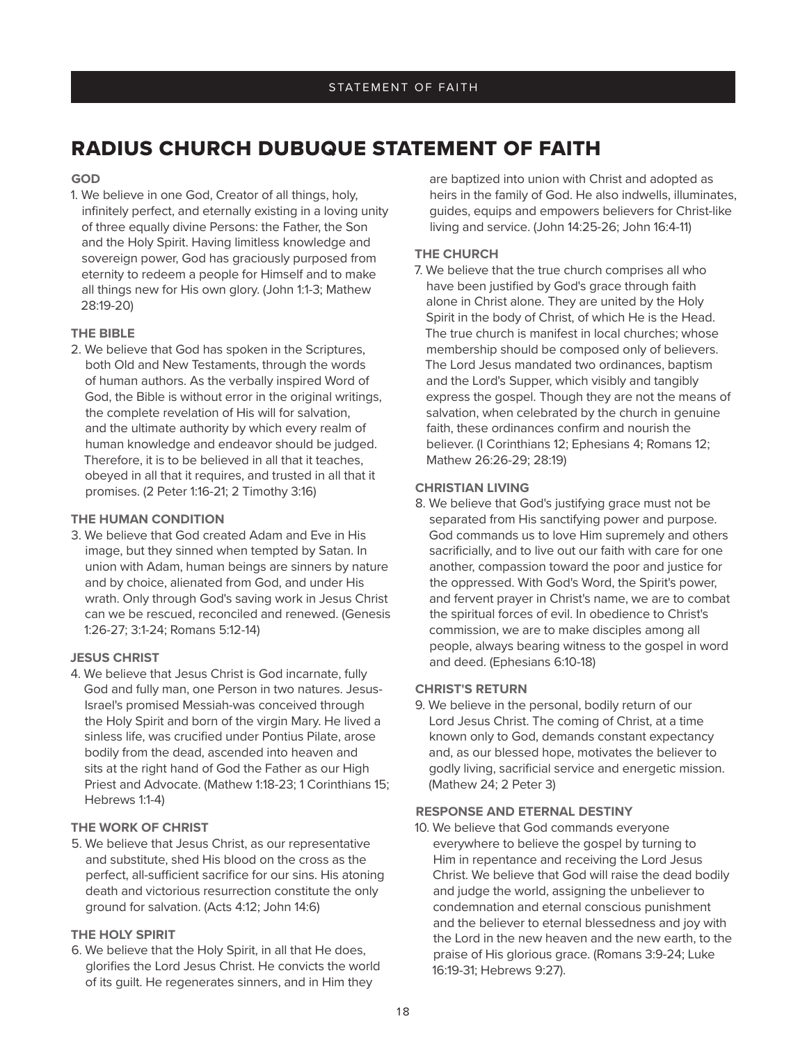# RADIUS CHURCH DUBUQUE STATEMENT OF FAITH

### GOD

1. We believe in one God, Creator of all things, holy, infinitely perfect, and eternally existing in a loving unity of three equally divine Persons: the Father, the Son and the Holy Spirit. Having limitless knowledge and sovereign power, God has graciously purposed from eternity to redeem a people for Himself and to make all things new for His own glory. (John 1:1-3; Mathew 28:19-20)

### THE BIBLE

2. We believe that God has spoken in the Scriptures, both Old and New Testaments, through the words of human authors. As the verbally inspired Word of God, the Bible is without error in the original writings, the complete revelation of His will for salvation, and the ultimate authority by which every realm of human knowledge and endeavor should be judged. Therefore, it is to be believed in all that it teaches, obeyed in all that it requires, and trusted in all that it promises. (2 Peter 1:16-21; 2 Timothy 3:16)

### THE HUMAN CONDITION

3. We believe that God created Adam and Eve in His image, but they sinned when tempted by Satan. In union with Adam, human beings are sinners by nature and by choice, alienated from God, and under His wrath. Only through God's saving work in Jesus Christ can we be rescued, reconciled and renewed. (Genesis 1:26-27; 3:1-24; Romans 5:12-14)

### JESUS CHRIST

4. We believe that Jesus Christ is God incarnate, fully God and fully man, one Person in two natures. Jesus-Israel's promised Messiah-was conceived through the Holy Spirit and born of the virgin Mary. He lived a sinless life, was crucified under Pontius Pilate, arose bodily from the dead, ascended into heaven and sits at the right hand of God the Father as our High Priest and Advocate. (Mathew 1:18-23; 1 Corinthians 15; Hebrews 1:1-4)

### THE WORK OF CHRIST

5. We believe that Jesus Christ, as our representative and substitute, shed His blood on the cross as the perfect, all-sufficient sacrifice for our sins. His atoning death and victorious resurrection constitute the only ground for salvation. (Acts 4:12; John 14:6)

### THE HOLY SPIRIT

6. We believe that the Holy Spirit, in all that He does, glorifies the Lord Jesus Christ. He convicts the world of its guilt. He regenerates sinners, and in Him they are baptized into union with Christ and adopted as heirs in the family of God. He also indwells, illuminates, guides, equips and empowers believers for Christ-like living and service. (John 14:25-26; John 16:4-11)

### THE CHURCH

7. We believe that the true church comprises all who have been justified by God's grace through faith alone in Christ alone. They are united by the Holy Spirit in the body of Christ, of which He is the Head. The true church is manifest in local churches; whose membership should be composed only of believers. The Lord Jesus mandated two ordinances, baptism and the Lord's Supper, which visibly and tangibly express the gospel. Though they are not the means of salvation, when celebrated by the church in genuine faith, these ordinances confirm and nourish the believer. (I Corinthians 12; Ephesians 4; Romans 12; Mathew 26:26-29; 28:19)

### CHRISTIAN LIVING

8. We believe that God's justifying grace must not be separated from His sanctifying power and purpose. God commands us to love Him supremely and others sacrificially, and to live out our faith with care for one another, compassion toward the poor and justice for the oppressed. With God's Word, the Spirit's power, and fervent prayer in Christ's name, we are to combat the spiritual forces of evil. In obedience to Christ's commission, we are to make disciples among all people, always bearing witness to the gospel in word and deed. (Ephesians 6:10-18)

### CHRIST'S RETURN

9. We believe in the personal, bodily return of our Lord Jesus Christ. The coming of Christ, at a time known only to God, demands constant expectancy and, as our blessed hope, motivates the believer to godly living, sacrificial service and energetic mission. (Mathew 24; 2 Peter 3)

### RESPONSE AND ETERNAL DESTINY

10. We believe that God commands everyone everywhere to believe the gospel by turning to Him in repentance and receiving the Lord Jesus Christ. We believe that God will raise the dead bodily and judge the world, assigning the unbeliever to condemnation and eternal conscious punishment and the believer to eternal blessedness and joy with the Lord in the new heaven and the new earth, to the praise of His glorious grace. (Romans 3:9-24; Luke 16:19-31; Hebrews 9:27).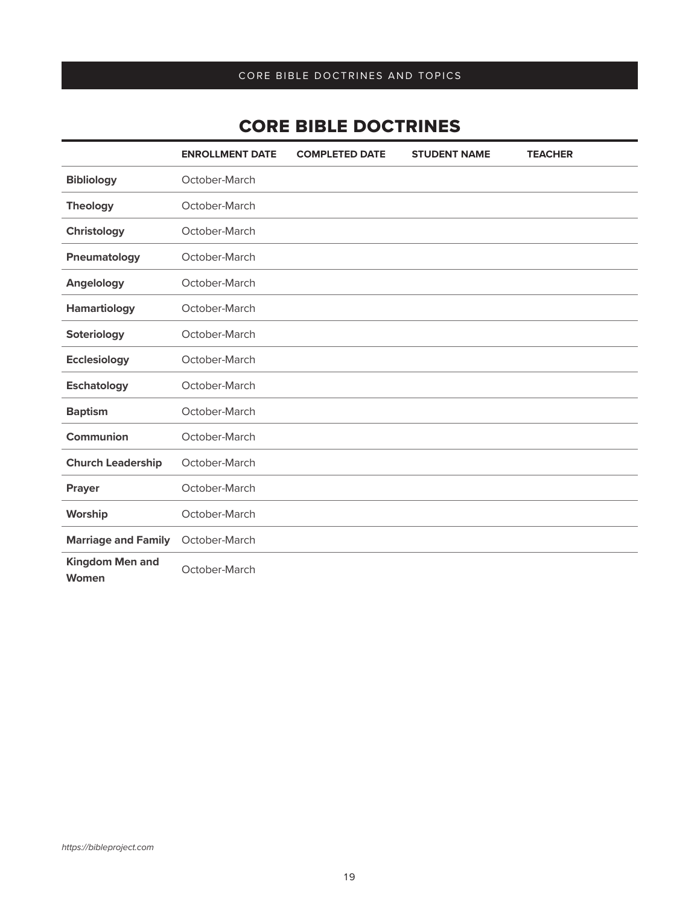## CORE BIBLE DOCTRINES

| | ENROLLMENT DATE | COMPLETED DATE | STUDENT NAME | TEACHER |
|---|---|---|---|---|
| **Bibliology** | October-March | | | |
| **Theology** | October-March | | | |
| **Christology** | October-March | | | |
| **Pneumatology** | October-March | | | |
| **Angelology** | October-March | | | |
| **Hamartiology** | October-March | | | |
| **Soteriology** | October-March | | | |
| **Ecclesiology** | October-March | | | |
| **Eschatology** | October-March | | | |
| **Baptism** | October-March | | | |
| **Communion** | October-March | | | |
| **Church Leadership** | October-March | | | |
| **Prayer** | October-March | | | |
| **Worship** | October-March | | | |
| **Marriage and Family** | October-March | | | |
| **Kingdom Men and Women** | October-March | | | |

*https://bibleproject.com*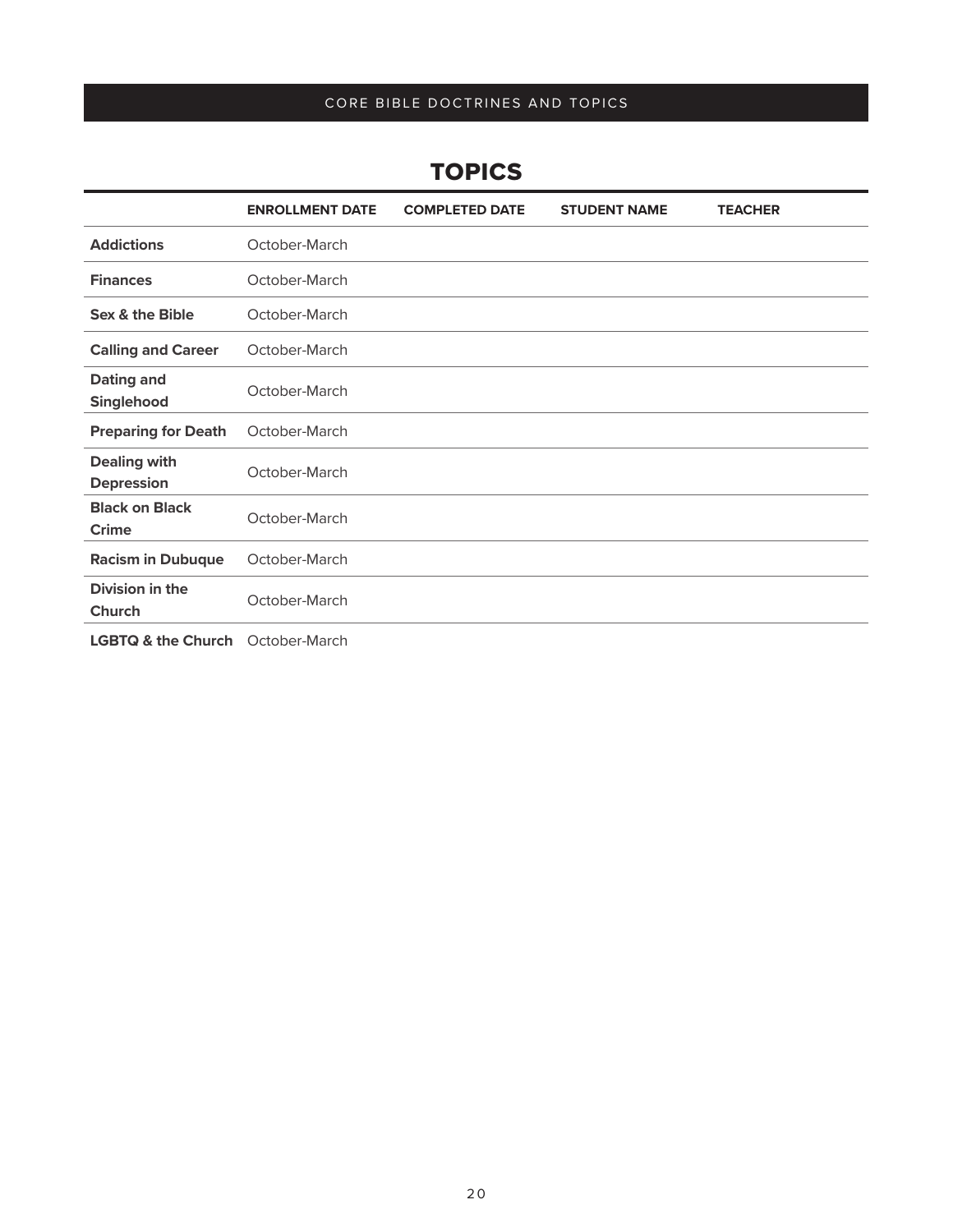## TOPICS

| | ENROLLMENT DATE | COMPLETED DATE | STUDENT NAME | TEACHER |
|---|---|---|---|---|
| **Addictions** | October-March | | | |
| **Finances** | October-March | | | |
| **Sex & the Bible** | October-March | | | |
| **Calling and Career** | October-March | | | |
| **Dating and Singlehood** | October-March | | | |
| **Preparing for Death** | October-March | | | |
| **Dealing with Depression** | October-March | | | |
| **Black on Black Crime** | October-March | | | |
| **Racism in Dubuque** | October-March | | | |
| **Division in the Church** | October-March | | | |
| **LGBTQ & the Church** | October-March | | | |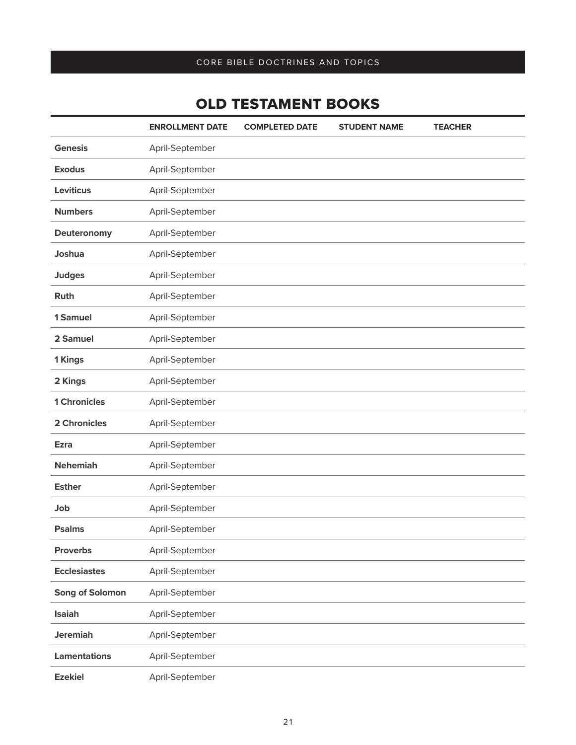## OLD TESTAMENT BOOKS

| | ENROLLMENT DATE | COMPLETED DATE | STUDENT NAME | TEACHER |
|---|---|---|---|---|
| **Genesis** | April-September | | | |
| **Exodus** | April-September | | | |
| **Leviticus** | April-September | | | |
| **Numbers** | April-September | | | |
| **Deuteronomy** | April-September | | | |
| **Joshua** | April-September | | | |
| **Judges** | April-September | | | |
| **Ruth** | April-September | | | |
| **1 Samuel** | April-September | | | |
| **2 Samuel** | April-September | | | |
| **1 Kings** | April-September | | | |
| **2 Kings** | April-September | | | |
| **1 Chronicles** | April-September | | | |
| **2 Chronicles** | April-September | | | |
| **Ezra** | April-September | | | |
| **Nehemiah** | April-September | | | |
| **Esther** | April-September | | | |
| **Job** | April-September | | | |
| **Psalms** | April-September | | | |
| **Proverbs** | April-September | | | |
| **Ecclesiastes** | April-September | | | |
| **Song of Solomon** | April-September | | | |
| **Isaiah** | April-September | | | |
| **Jeremiah** | April-September | | | |
| **Lamentations** | April-September | | | |
| **Ezekiel** | April-September | | | |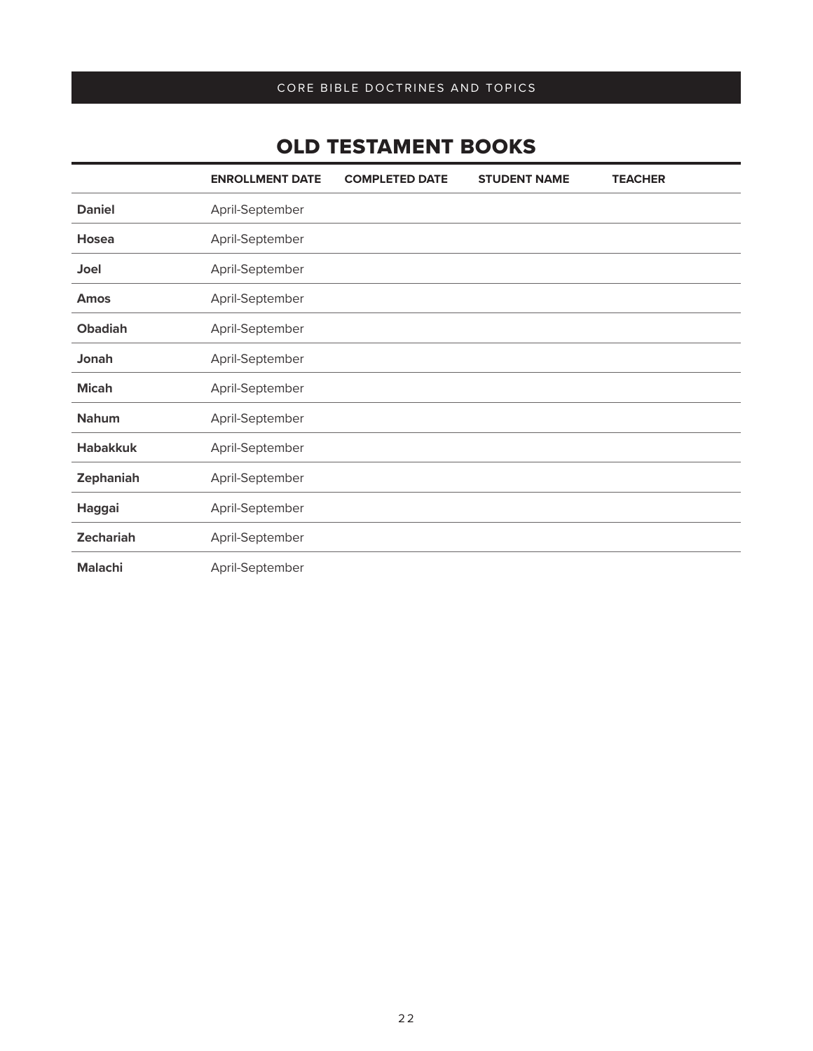## OLD TESTAMENT BOOKS

| | ENROLLMENT DATE | COMPLETED DATE | STUDENT NAME | TEACHER |
|---|---|---|---|---|
| **Daniel** | April-September | | | |
| **Hosea** | April-September | | | |
| **Joel** | April-September | | | |
| **Amos** | April-September | | | |
| **Obadiah** | April-September | | | |
| **Jonah** | April-September | | | |
| **Micah** | April-September | | | |
| **Nahum** | April-September | | | |
| **Habakkuk** | April-September | | | |
| **Zephaniah** | April-September | | | |
| **Haggai** | April-September | | | |
| **Zechariah** | April-September | | | |
| **Malachi** | April-September | | | |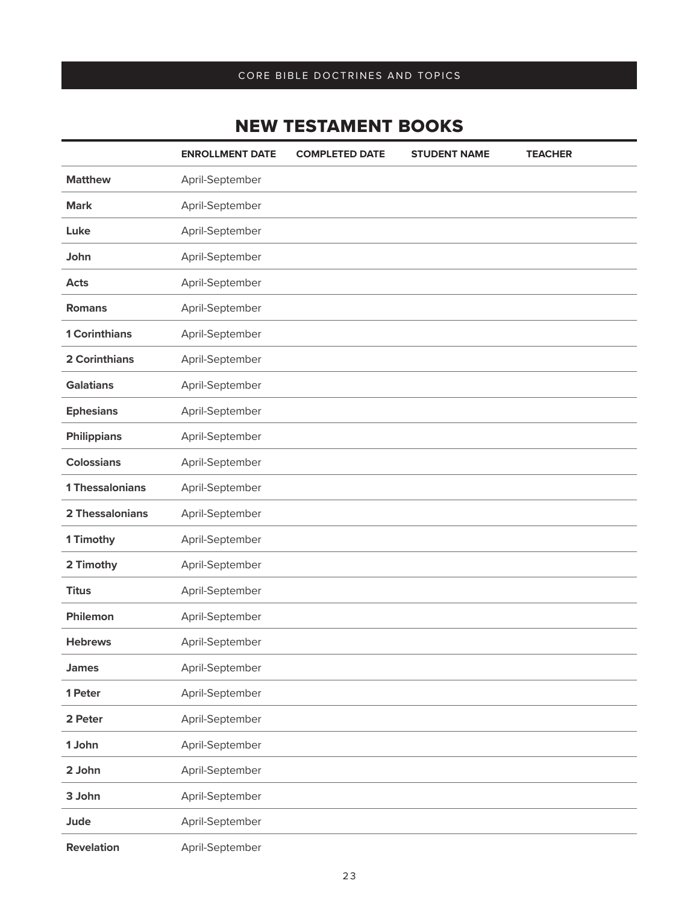## NEW TESTAMENT BOOKS

| | ENROLLMENT DATE | COMPLETED DATE | STUDENT NAME | TEACHER |
|---|---|---|---|---|
| **Matthew** | April-September | | | |
| **Mark** | April-September | | | |
| **Luke** | April-September | | | |
| **John** | April-September | | | |
| **Acts** | April-September | | | |
| **Romans** | April-September | | | |
| **1 Corinthians** | April-September | | | |
| **2 Corinthians** | April-September | | | |
| **Galatians** | April-September | | | |
| **Ephesians** | April-September | | | |
| **Philippians** | April-September | | | |
| **Colossians** | April-September | | | |
| **1 Thessalonians** | April-September | | | |
| **2 Thessalonians** | April-September | | | |
| **1 Timothy** | April-September | | | |
| **2 Timothy** | April-September | | | |
| **Titus** | April-September | | | |
| **Philemon** | April-September | | | |
| **Hebrews** | April-September | | | |
| **James** | April-September | | | |
| **1 Peter** | April-September | | | |
| **2 Peter** | April-September | | | |
| **1 John** | April-September | | | |
| **2 John** | April-September | | | |
| **3 John** | April-September | | | |
| **Jude** | April-September | | | |
| **Revelation** | April-September | | | |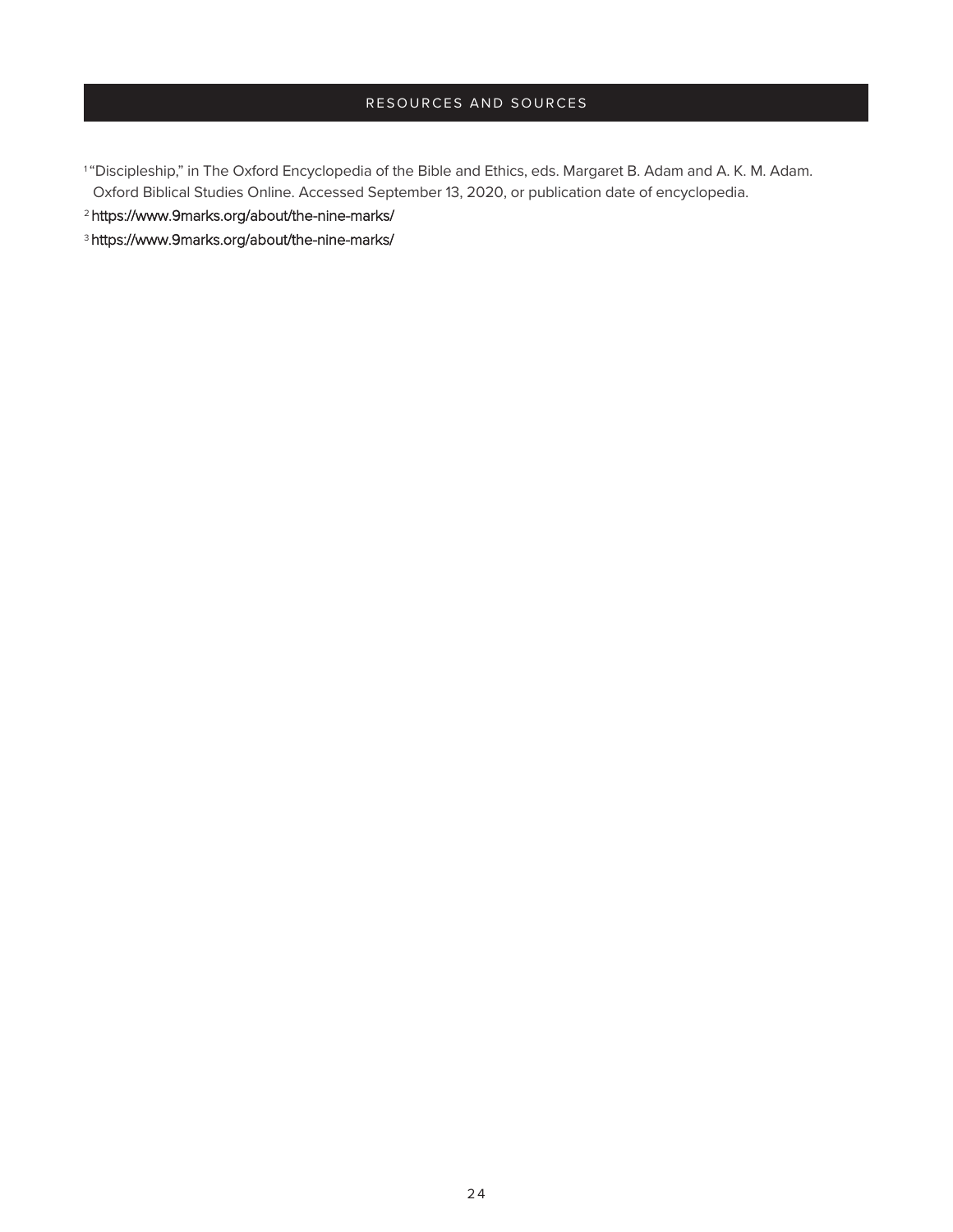## RESOURCES AND SOURCES

[1] "Discipleship," in The Oxford Encyclopedia of the Bible and Ethics, eds. Margaret B. Adam and A. K. M. Adam. Oxford Biblical Studies Online. Accessed September 13, 2020, or publication date of encyclopedia.

[2] https://www.9marks.org/about/the-nine-marks/

[3] https://www.9marks.org/about/the-nine-marks/